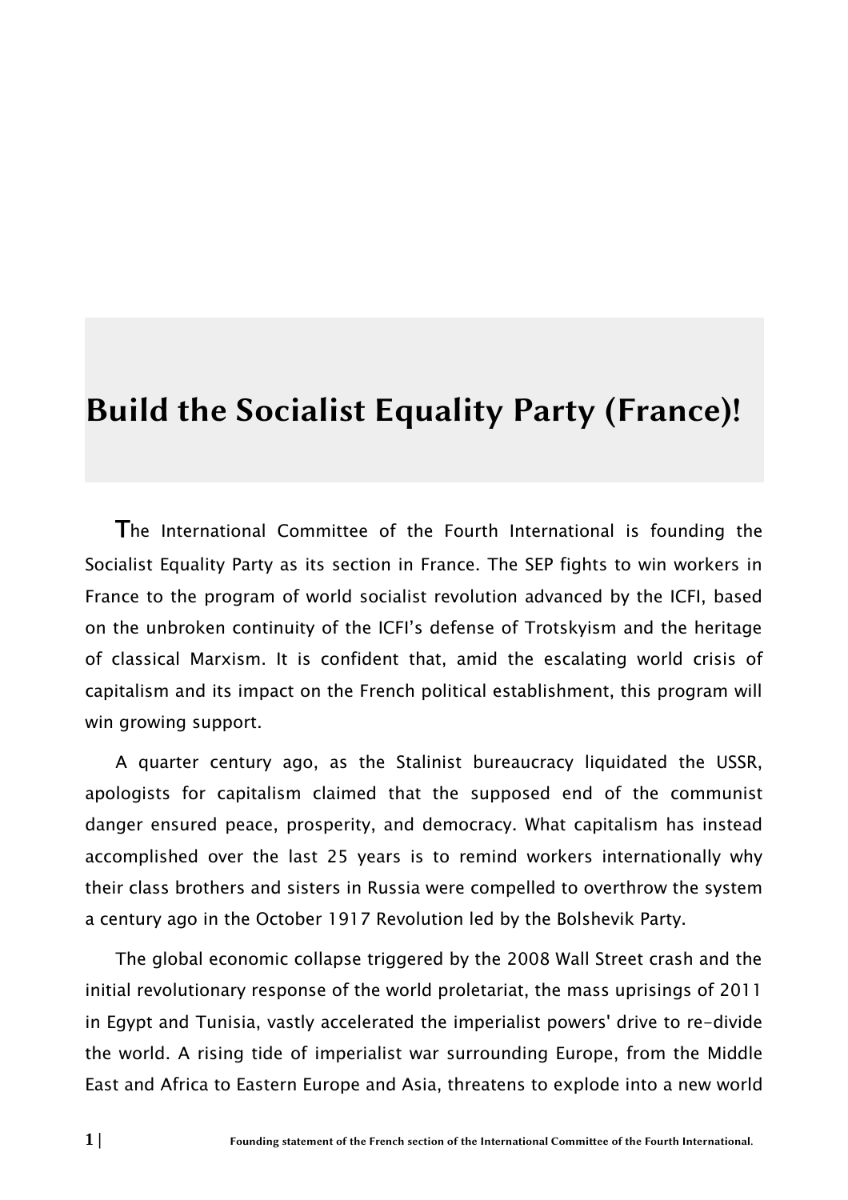# Build the Socialist Equality Party (France)!

The International Committee of the Fourth International is founding the Socialist Equality Party as its section in France. The SEP fights to win workers in France to the program of world socialist revolution advanced by the ICFI, based on the unbroken continuity of the ICFI's defense of Trotskyism and the heritage of classical Marxism. It is confident that, amid the escalating world crisis of capitalism and its impact on the French political establishment, this program will win growing support.

A quarter century ago, as the Stalinist bureaucracy liquidated the USSR, apologists for capitalism claimed that the supposed end of the communist danger ensured peace, prosperity, and democracy. What capitalism has instead accomplished over the last 25 years is to remind workers internationally why their class brothers and sisters in Russia were compelled to overthrow the system a century ago in the October 1917 Revolution led by the Bolshevik Party.

The global economic collapse triggered by the 2008 Wall Street crash and the initial revolutionary response of the world proletariat, the mass uprisings of 2011 in Egypt and Tunisia, vastly accelerated the imperialist powers' drive to re-divide the world. A rising tide of imperialist war surrounding Europe, from the Middle East and Africa to Eastern Europe and Asia, threatens to explode into a new world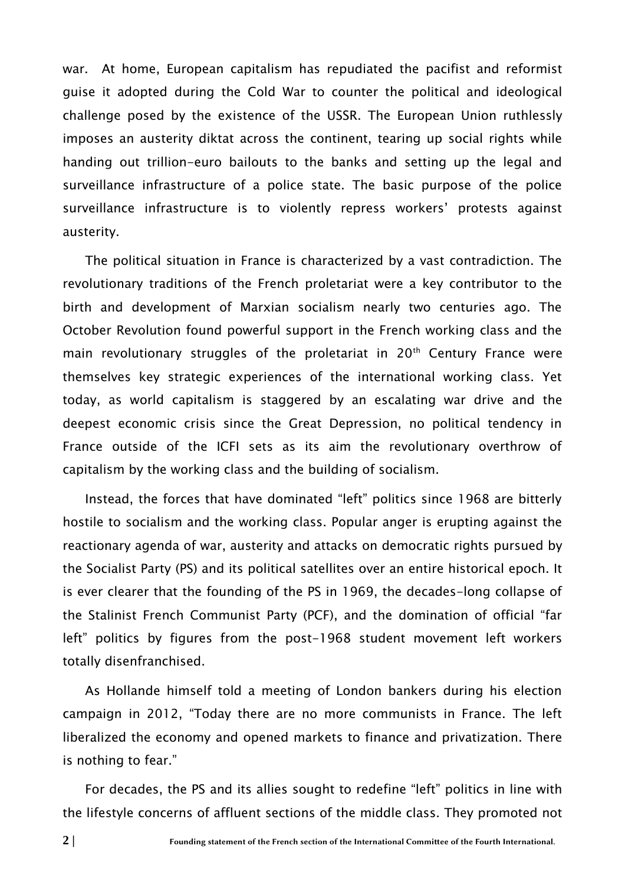war. At home, European capitalism has repudiated the pacifist and reformist guise it adopted during the Cold War to counter the political and ideological challenge posed by the existence of the USSR. The European Union ruthlessly imposes an austerity diktat across the continent, tearing up social rights while handing out trillion-euro bailouts to the banks and setting up the legal and surveillance infrastructure of a police state. The basic purpose of the police surveillance infrastructure is to violently repress workers' protests against austerity.

The political situation in France is characterized by a vast contradiction. The revolutionary traditions of the French proletariat were a key contributor to the birth and development of Marxian socialism nearly two centuries ago. The October Revolution found powerful support in the French working class and the main revolutionary struggles of the proletariat in 20th Century France were themselves key strategic experiences of the international working class. Yet today, as world capitalism is staggered by an escalating war drive and the deepest economic crisis since the Great Depression, no political tendency in France outside of the ICFI sets as its aim the revolutionary overthrow of capitalism by the working class and the building of socialism.

Instead, the forces that have dominated "left" politics since 1968 are bitterly hostile to socialism and the working class. Popular anger is erupting against the reactionary agenda of war, austerity and attacks on democratic rights pursued by the Socialist Party (PS) and its political satellites over an entire historical epoch. It is ever clearer that the founding of the PS in 1969, the decades-long collapse of the Stalinist French Communist Party (PCF), and the domination of official "far left" politics by figures from the post-1968 student movement left workers totally disenfranchised.

As Hollande himself told a meeting of London bankers during his election campaign in 2012, "Today there are no more communists in France. The left liberalized the economy and opened markets to finance and privatization. There is nothing to fear."

For decades, the PS and its allies sought to redefine "left" politics in line with the lifestyle concerns of affluent sections of the middle class. They promoted not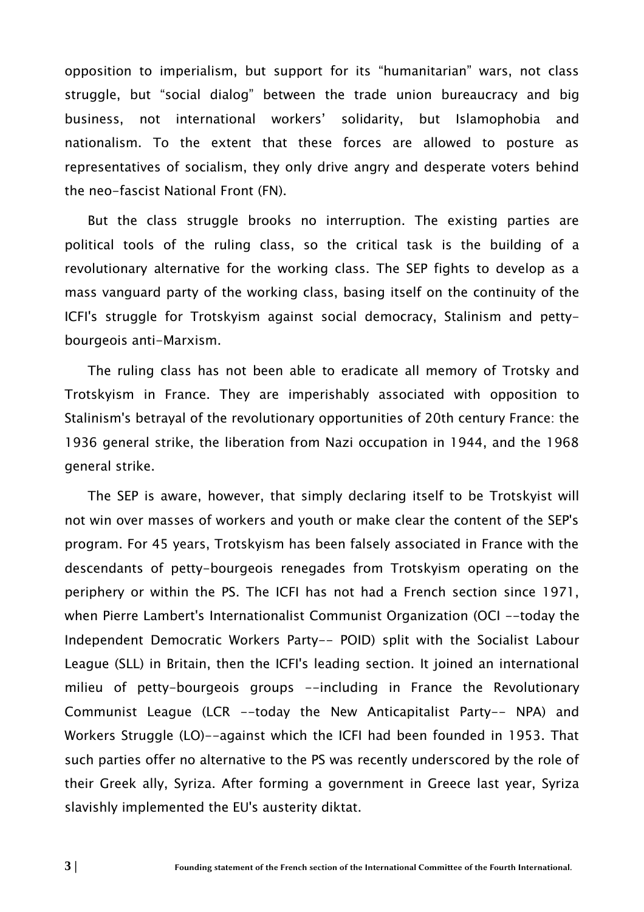opposition to imperialism, but support for its "humanitarian" wars, not class struggle, but "social dialog" between the trade union bureaucracy and big business, not international workers' solidarity, but Islamophobia and nationalism. To the extent that these forces are allowed to posture as representatives of socialism, they only drive angry and desperate voters behind the neo-fascist National Front (FN).

But the class struggle brooks no interruption. The existing parties are political tools of the ruling class, so the critical task is the building of a revolutionary alternative for the working class. The SEP fights to develop as a mass vanguard party of the working class, basing itself on the continuity of the ICFI's struggle for Trotskyism against social democracy, Stalinism and petty-bourgeois anti-Marxism.

The ruling class has not been able to eradicate all memory of Trotsky and Trotskyism in France. They are imperishably associated with opposition to Stalinism's betrayal of the revolutionary opportunities of 20th century France: the 1936 general strike, the liberation from Nazi occupation in 1944, and the 1968 general strike.

The SEP is aware, however, that simply declaring itself to be Trotskyist will not win over masses of workers and youth or make clear the content of the SEP's program. For 45 years, Trotskyism has been falsely associated in France with the descendants of petty-bourgeois renegades from Trotskyism operating on the periphery or within the PS. The ICFI has not had a French section since 1971, when Pierre Lambert's Internationalist Communist Organization (OCI --today the Independent Democratic Workers Party-- POID) split with the Socialist Labour League (SLL) in Britain, then the ICFI's leading section. It joined an international milieu of petty-bourgeois groups --including in France the Revolutionary Communist League (LCR --today the New Anticapitalist Party-- NPA) and Workers Struggle (LO)--against which the ICFI had been founded in 1953. That such parties offer no alternative to the PS was recently underscored by the role of their Greek ally, Syriza. After forming a government in Greece last year, Syriza slavishly implemented the EU's austerity diktat.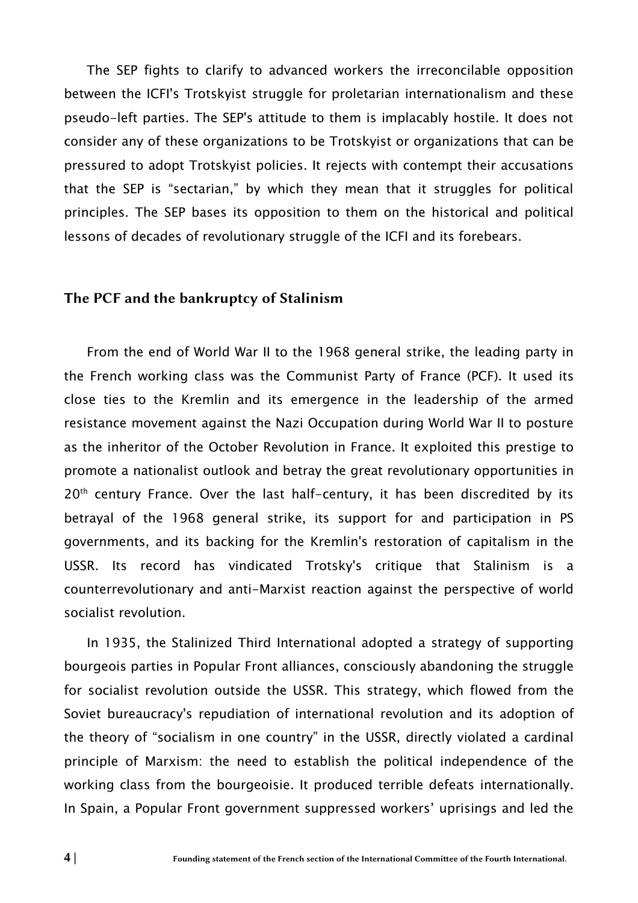The SEP fights to clarify to advanced workers the irreconcilable opposition between the ICFI's Trotskyist struggle for proletarian internationalism and these pseudo-left parties. The SEP's attitude to them is implacably hostile. It does not consider any of these organizations to be Trotskyist or organizations that can be pressured to adopt Trotskyist policies. It rejects with contempt their accusations that the SEP is "sectarian," by which they mean that it struggles for political principles. The SEP bases its opposition to them on the historical and political lessons of decades of revolutionary struggle of the ICFI and its forebears.

### The PCF and the bankruptcy of Stalinism

From the end of World War II to the 1968 general strike, the leading party in the French working class was the Communist Party of France (PCF). It used its close ties to the Kremlin and its emergence in the leadership of the armed resistance movement against the Nazi Occupation during World War II to posture as the inheritor of the October Revolution in France. It exploited this prestige to promote a nationalist outlook and betray the great revolutionary opportunities in 20th century France. Over the last half-century, it has been discredited by its betrayal of the 1968 general strike, its support for and participation in PS governments, and its backing for the Kremlin's restoration of capitalism in the USSR. Its record has vindicated Trotsky's critique that Stalinism is a counterrevolutionary and anti-Marxist reaction against the perspective of world socialist revolution.

In 1935, the Stalinized Third International adopted a strategy of supporting bourgeois parties in Popular Front alliances, consciously abandoning the struggle for socialist revolution outside the USSR. This strategy, which flowed from the Soviet bureaucracy's repudiation of international revolution and its adoption of the theory of "socialism in one country" in the USSR, directly violated a cardinal principle of Marxism: the need to establish the political independence of the working class from the bourgeoisie. It produced terrible defeats internationally. In Spain, a Popular Front government suppressed workers' uprisings and led the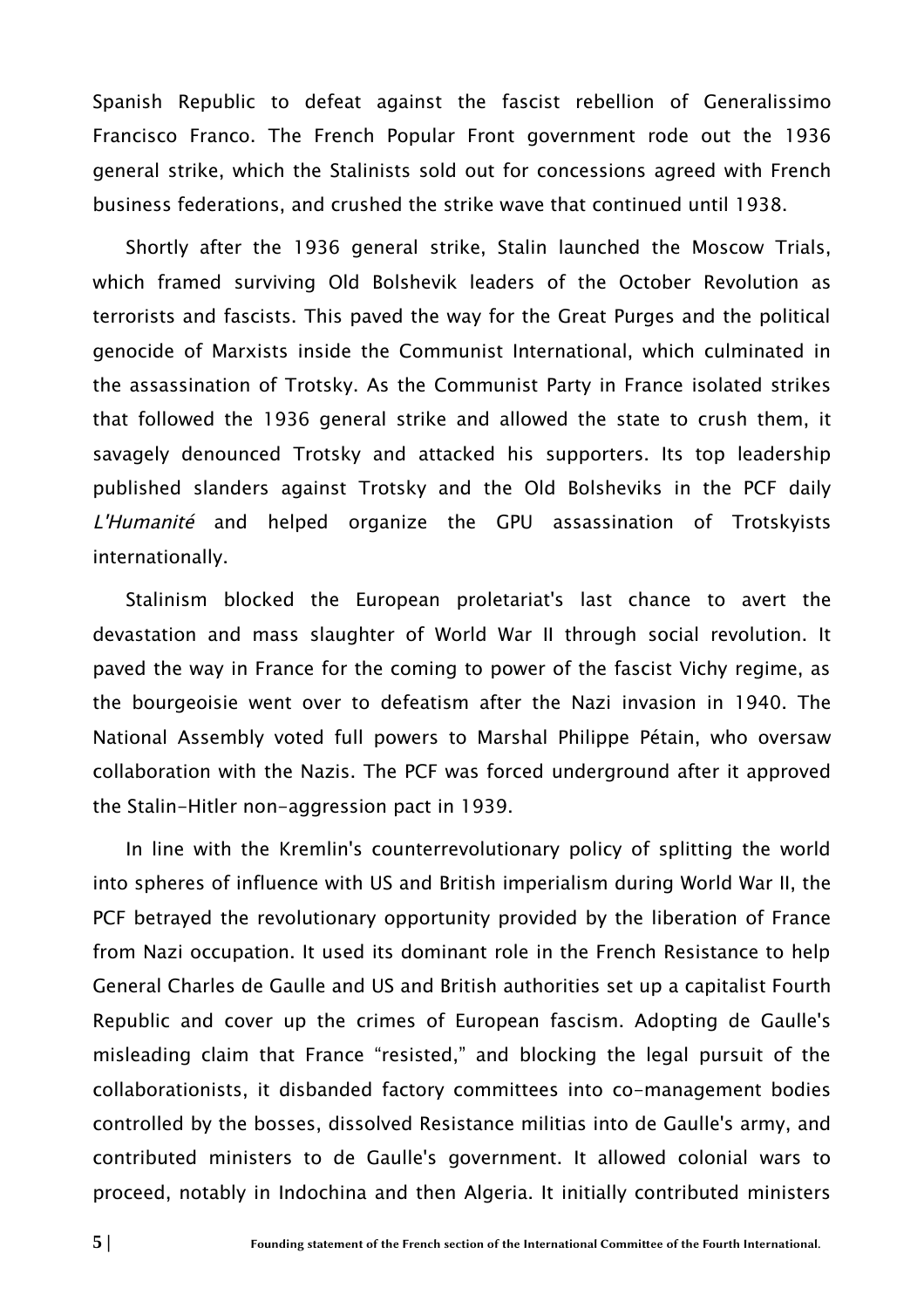Spanish Republic to defeat against the fascist rebellion of Generalissimo Francisco Franco. The French Popular Front government rode out the 1936 general strike, which the Stalinists sold out for concessions agreed with French business federations, and crushed the strike wave that continued until 1938.

Shortly after the 1936 general strike, Stalin launched the Moscow Trials, which framed surviving Old Bolshevik leaders of the October Revolution as terrorists and fascists. This paved the way for the Great Purges and the political genocide of Marxists inside the Communist International, which culminated in the assassination of Trotsky. As the Communist Party in France isolated strikes that followed the 1936 general strike and allowed the state to crush them, it savagely denounced Trotsky and attacked his supporters. Its top leadership published slanders against Trotsky and the Old Bolsheviks in the PCF daily *L'Humanité* and helped organize the GPU assassination of Trotskyists internationally.

Stalinism blocked the European proletariat's last chance to avert the devastation and mass slaughter of World War II through social revolution. It paved the way in France for the coming to power of the fascist Vichy regime, as the bourgeoisie went over to defeatism after the Nazi invasion in 1940. The National Assembly voted full powers to Marshal Philippe Pétain, who oversaw collaboration with the Nazis. The PCF was forced underground after it approved the Stalin-Hitler non-aggression pact in 1939.

In line with the Kremlin's counterrevolutionary policy of splitting the world into spheres of influence with US and British imperialism during World War II, the PCF betrayed the revolutionary opportunity provided by the liberation of France from Nazi occupation. It used its dominant role in the French Resistance to help General Charles de Gaulle and US and British authorities set up a capitalist Fourth Republic and cover up the crimes of European fascism. Adopting de Gaulle's misleading claim that France "resisted," and blocking the legal pursuit of the collaborationists, it disbanded factory committees into co-management bodies controlled by the bosses, dissolved Resistance militias into de Gaulle's army, and contributed ministers to de Gaulle's government. It allowed colonial wars to proceed, notably in Indochina and then Algeria. It initially contributed ministers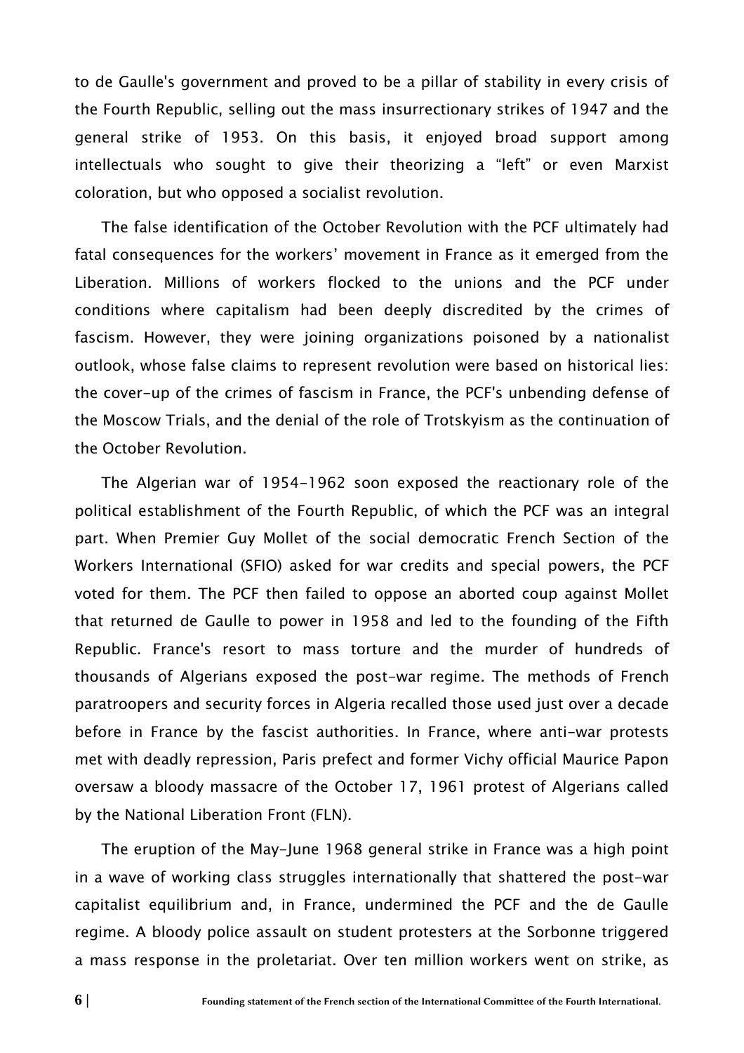to de Gaulle's government and proved to be a pillar of stability in every crisis of the Fourth Republic, selling out the mass insurrectionary strikes of 1947 and the general strike of 1953. On this basis, it enjoyed broad support among intellectuals who sought to give their theorizing a "left" or even Marxist coloration, but who opposed a socialist revolution.

The false identification of the October Revolution with the PCF ultimately had fatal consequences for the workers' movement in France as it emerged from the Liberation. Millions of workers flocked to the unions and the PCF under conditions where capitalism had been deeply discredited by the crimes of fascism. However, they were joining organizations poisoned by a nationalist outlook, whose false claims to represent revolution were based on historical lies: the cover-up of the crimes of fascism in France, the PCF's unbending defense of the Moscow Trials, and the denial of the role of Trotskyism as the continuation of the October Revolution.

The Algerian war of 1954-1962 soon exposed the reactionary role of the political establishment of the Fourth Republic, of which the PCF was an integral part. When Premier Guy Mollet of the social democratic French Section of the Workers International (SFIO) asked for war credits and special powers, the PCF voted for them. The PCF then failed to oppose an aborted coup against Mollet that returned de Gaulle to power in 1958 and led to the founding of the Fifth Republic. France's resort to mass torture and the murder of hundreds of thousands of Algerians exposed the post-war regime. The methods of French paratroopers and security forces in Algeria recalled those used just over a decade before in France by the fascist authorities. In France, where anti-war protests met with deadly repression, Paris prefect and former Vichy official Maurice Papon oversaw a bloody massacre of the October 17, 1961 protest of Algerians called by the National Liberation Front (FLN).

The eruption of the May-June 1968 general strike in France was a high point in a wave of working class struggles internationally that shattered the post-war capitalist equilibrium and, in France, undermined the PCF and the de Gaulle regime. A bloody police assault on student protesters at the Sorbonne triggered a mass response in the proletariat. Over ten million workers went on strike, as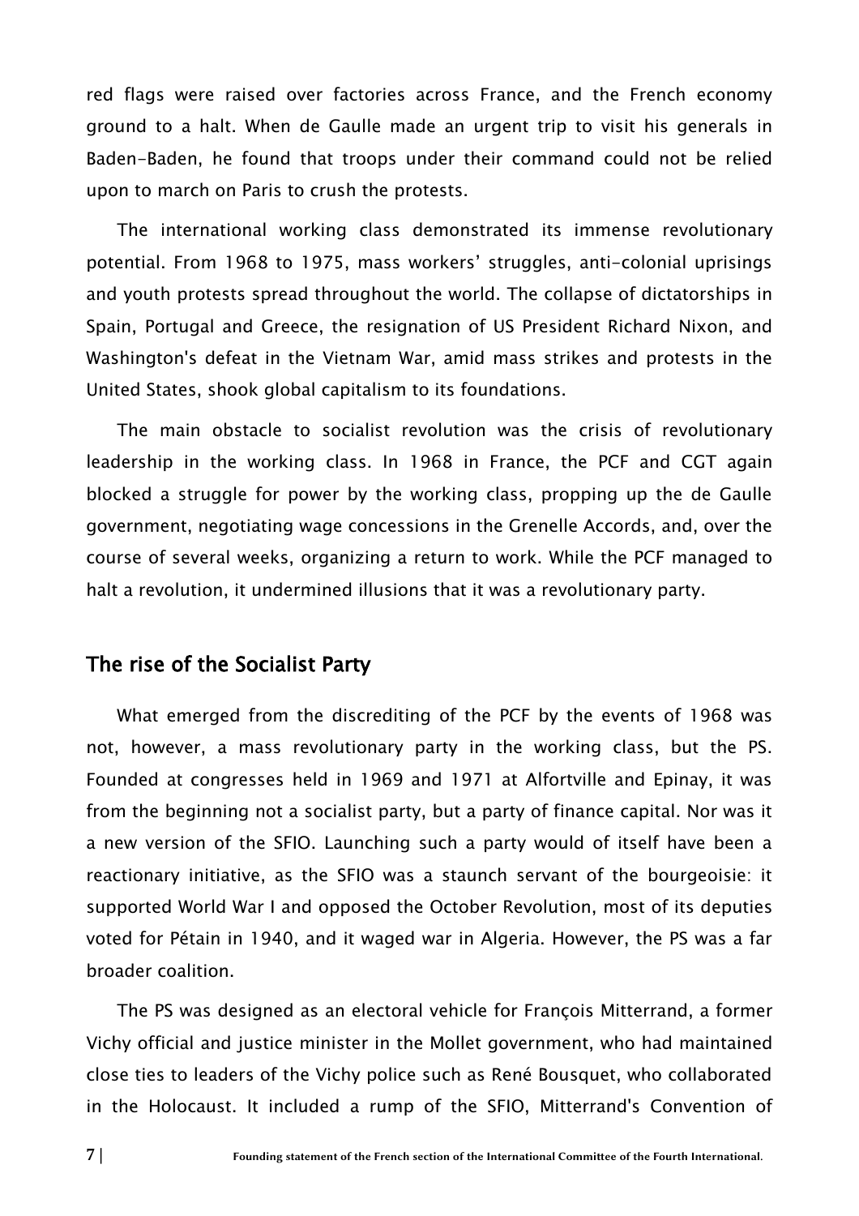red flags were raised over factories across France, and the French economy ground to a halt. When de Gaulle made an urgent trip to visit his generals in Baden-Baden, he found that troops under their command could not be relied upon to march on Paris to crush the protests.

The international working class demonstrated its immense revolutionary potential. From 1968 to 1975, mass workers' struggles, anti-colonial uprisings and youth protests spread throughout the world. The collapse of dictatorships in Spain, Portugal and Greece, the resignation of US President Richard Nixon, and Washington's defeat in the Vietnam War, amid mass strikes and protests in the United States, shook global capitalism to its foundations.

The main obstacle to socialist revolution was the crisis of revolutionary leadership in the working class. In 1968 in France, the PCF and CGT again blocked a struggle for power by the working class, propping up the de Gaulle government, negotiating wage concessions in the Grenelle Accords, and, over the course of several weeks, organizing a return to work. While the PCF managed to halt a revolution, it undermined illusions that it was a revolutionary party.

## The rise of the Socialist Party

What emerged from the discrediting of the PCF by the events of 1968 was not, however, a mass revolutionary party in the working class, but the PS. Founded at congresses held in 1969 and 1971 at Alfortville and Epinay, it was from the beginning not a socialist party, but a party of finance capital. Nor was it a new version of the SFIO. Launching such a party would of itself have been a reactionary initiative, as the SFIO was a staunch servant of the bourgeoisie: it supported World War I and opposed the October Revolution, most of its deputies voted for Pétain in 1940, and it waged war in Algeria. However, the PS was a far broader coalition.

The PS was designed as an electoral vehicle for François Mitterrand, a former Vichy official and justice minister in the Mollet government, who had maintained close ties to leaders of the Vichy police such as René Bousquet, who collaborated in the Holocaust. It included a rump of the SFIO, Mitterrand's Convention of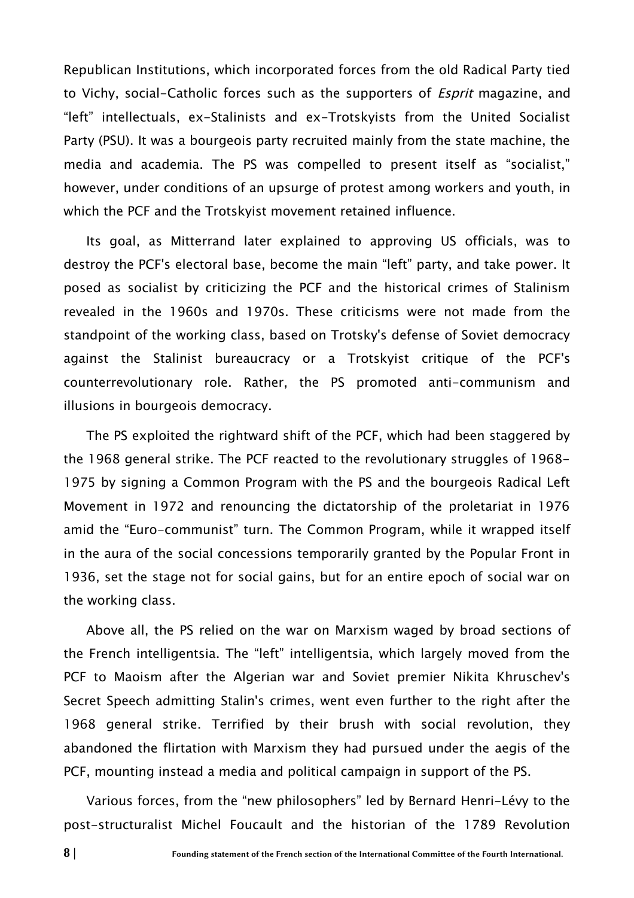Republican Institutions, which incorporated forces from the old Radical Party tied to Vichy, social-Catholic forces such as the supporters of *Esprit* magazine, and "left" intellectuals, ex-Stalinists and ex-Trotskyists from the United Socialist Party (PSU). It was a bourgeois party recruited mainly from the state machine, the media and academia. The PS was compelled to present itself as "socialist," however, under conditions of an upsurge of protest among workers and youth, in which the PCF and the Trotskyist movement retained influence.

Its goal, as Mitterrand later explained to approving US officials, was to destroy the PCF's electoral base, become the main "left" party, and take power. It posed as socialist by criticizing the PCF and the historical crimes of Stalinism revealed in the 1960s and 1970s. These criticisms were not made from the standpoint of the working class, based on Trotsky's defense of Soviet democracy against the Stalinist bureaucracy or a Trotskyist critique of the PCF's counterrevolutionary role. Rather, the PS promoted anti-communism and illusions in bourgeois democracy.

The PS exploited the rightward shift of the PCF, which had been staggered by the 1968 general strike. The PCF reacted to the revolutionary struggles of 1968-1975 by signing a Common Program with the PS and the bourgeois Radical Left Movement in 1972 and renouncing the dictatorship of the proletariat in 1976 amid the "Euro-communist" turn. The Common Program, while it wrapped itself in the aura of the social concessions temporarily granted by the Popular Front in 1936, set the stage not for social gains, but for an entire epoch of social war on the working class.

Above all, the PS relied on the war on Marxism waged by broad sections of the French intelligentsia. The "left" intelligentsia, which largely moved from the PCF to Maoism after the Algerian war and Soviet premier Nikita Khruschev's Secret Speech admitting Stalin's crimes, went even further to the right after the 1968 general strike. Terrified by their brush with social revolution, they abandoned the flirtation with Marxism they had pursued under the aegis of the PCF, mounting instead a media and political campaign in support of the PS.

Various forces, from the "new philosophers" led by Bernard Henri-Lévy to the post-structuralist Michel Foucault and the historian of the 1789 Revolution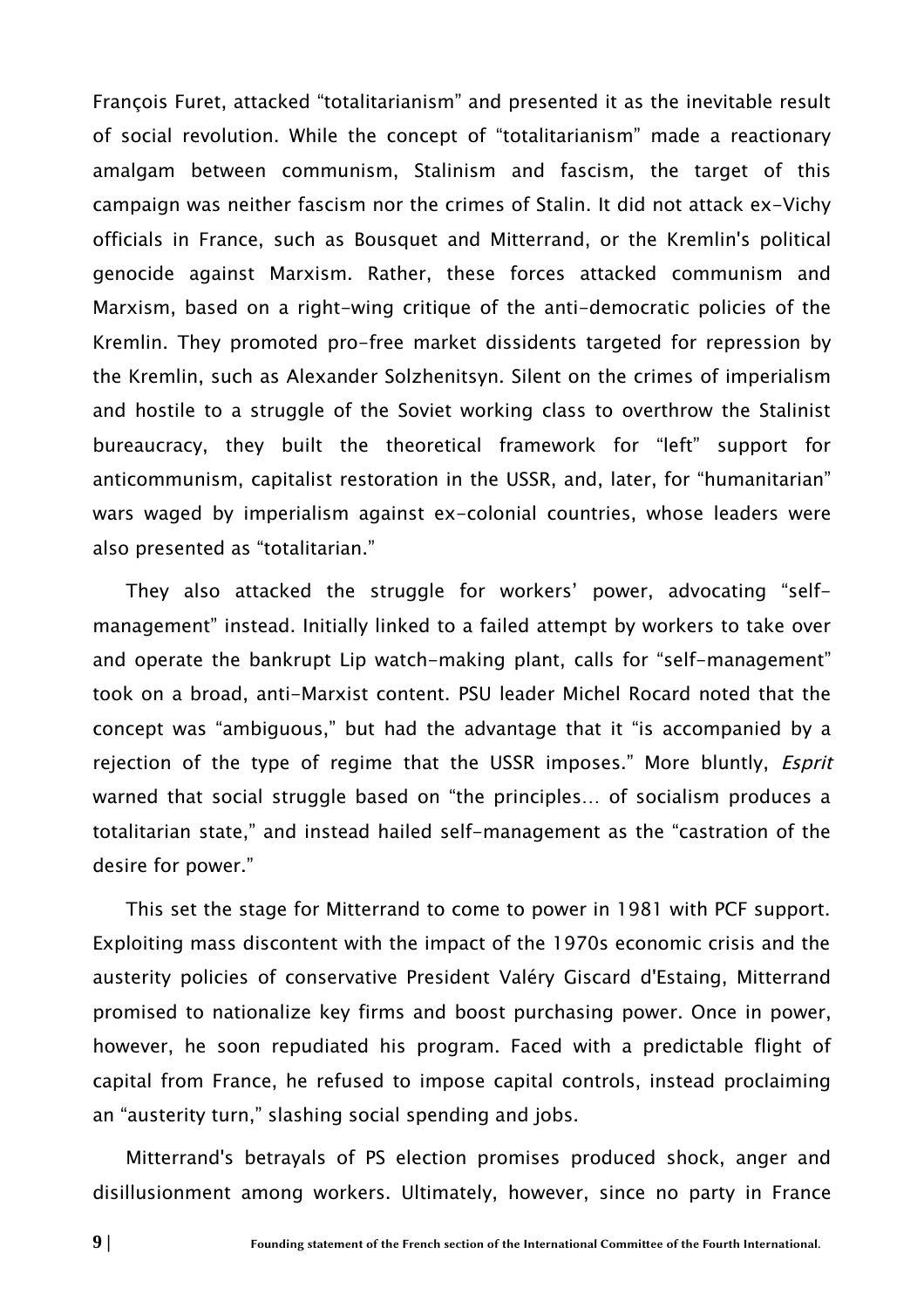François Furet, attacked "totalitarianism" and presented it as the inevitable result of social revolution. While the concept of "totalitarianism" made a reactionary amalgam between communism, Stalinism and fascism, the target of this campaign was neither fascism nor the crimes of Stalin. It did not attack ex-Vichy officials in France, such as Bousquet and Mitterrand, or the Kremlin's political genocide against Marxism. Rather, these forces attacked communism and Marxism, based on a right-wing critique of the anti-democratic policies of the Kremlin. They promoted pro-free market dissidents targeted for repression by the Kremlin, such as Alexander Solzhenitsyn. Silent on the crimes of imperialism and hostile to a struggle of the Soviet working class to overthrow the Stalinist bureaucracy, they built the theoretical framework for "left" support for anticommunism, capitalist restoration in the USSR, and, later, for "humanitarian" wars waged by imperialism against ex-colonial countries, whose leaders were also presented as "totalitarian."

They also attacked the struggle for workers' power, advocating "self-management" instead. Initially linked to a failed attempt by workers to take over and operate the bankrupt Lip watch-making plant, calls for "self-management" took on a broad, anti-Marxist content. PSU leader Michel Rocard noted that the concept was "ambiguous," but had the advantage that it "is accompanied by a rejection of the type of regime that the USSR imposes." More bluntly, *Esprit* warned that social struggle based on "the principles… of socialism produces a totalitarian state," and instead hailed self-management as the "castration of the desire for power."

This set the stage for Mitterrand to come to power in 1981 with PCF support. Exploiting mass discontent with the impact of the 1970s economic crisis and the austerity policies of conservative President Valéry Giscard d'Estaing, Mitterrand promised to nationalize key firms and boost purchasing power. Once in power, however, he soon repudiated his program. Faced with a predictable flight of capital from France, he refused to impose capital controls, instead proclaiming an "austerity turn," slashing social spending and jobs.

Mitterrand's betrayals of PS election promises produced shock, anger and disillusionment among workers. Ultimately, however, since no party in France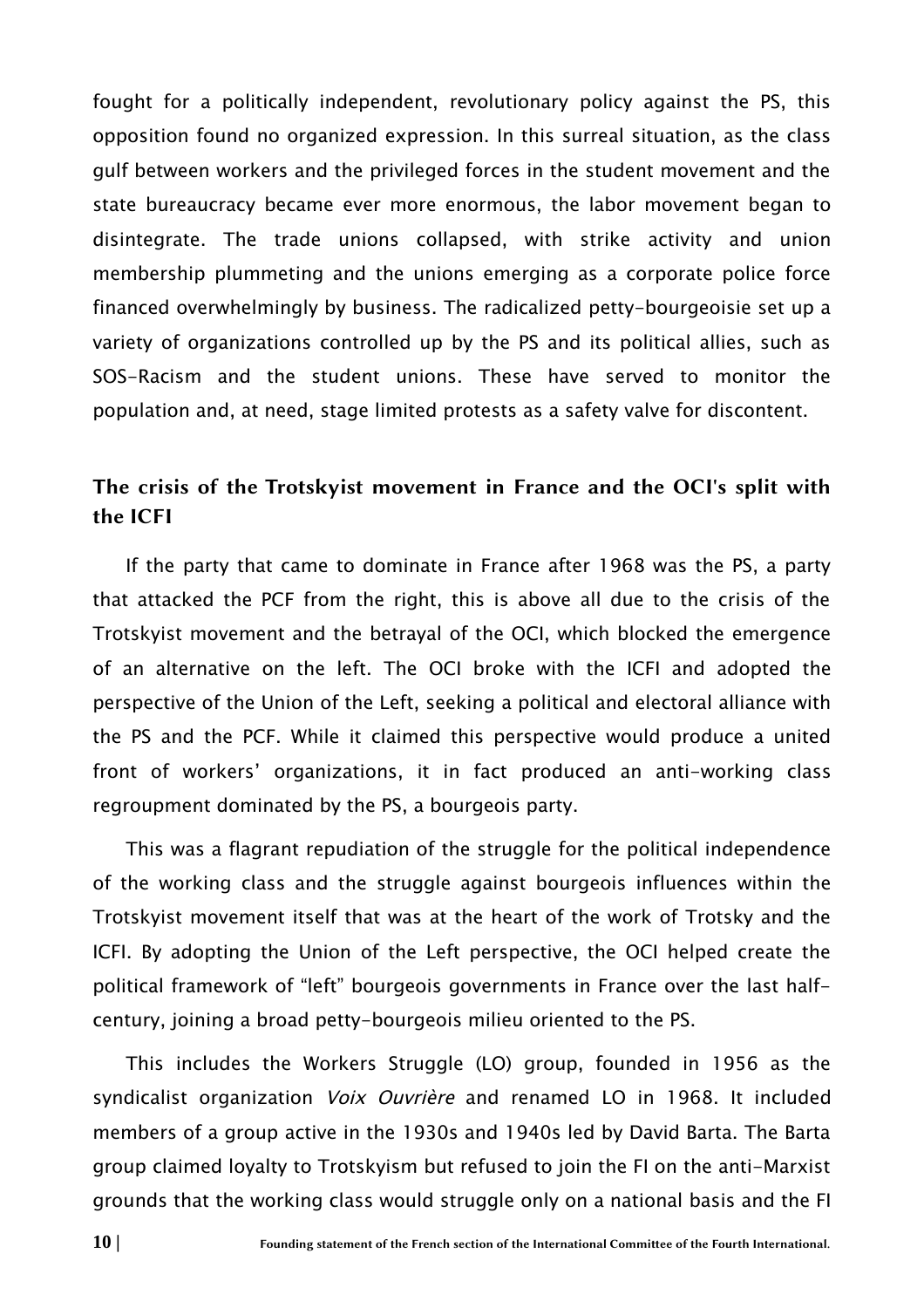fought for a politically independent, revolutionary policy against the PS, this opposition found no organized expression. In this surreal situation, as the class gulf between workers and the privileged forces in the student movement and the state bureaucracy became ever more enormous, the labor movement began to disintegrate. The trade unions collapsed, with strike activity and union membership plummeting and the unions emerging as a corporate police force financed overwhelmingly by business. The radicalized petty-bourgeoisie set up a variety of organizations controlled up by the PS and its political allies, such as SOS-Racism and the student unions. These have served to monitor the population and, at need, stage limited protests as a safety valve for discontent.

### The crisis of the Trotskyist movement in France and the OCI's split with the ICFI

If the party that came to dominate in France after 1968 was the PS, a party that attacked the PCF from the right, this is above all due to the crisis of the Trotskyist movement and the betrayal of the OCI, which blocked the emergence of an alternative on the left. The OCI broke with the ICFI and adopted the perspective of the Union of the Left, seeking a political and electoral alliance with the PS and the PCF. While it claimed this perspective would produce a united front of workers' organizations, it in fact produced an anti-working class regroupment dominated by the PS, a bourgeois party.

This was a flagrant repudiation of the struggle for the political independence of the working class and the struggle against bourgeois influences within the Trotskyist movement itself that was at the heart of the work of Trotsky and the ICFI. By adopting the Union of the Left perspective, the OCI helped create the political framework of "left" bourgeois governments in France over the last half-century, joining a broad petty-bourgeois milieu oriented to the PS.

This includes the Workers Struggle (LO) group, founded in 1956 as the syndicalist organization *Voix Ouvrière* and renamed LO in 1968. It included members of a group active in the 1930s and 1940s led by David Barta. The Barta group claimed loyalty to Trotskyism but refused to join the FI on the anti-Marxist grounds that the working class would struggle only on a national basis and the FI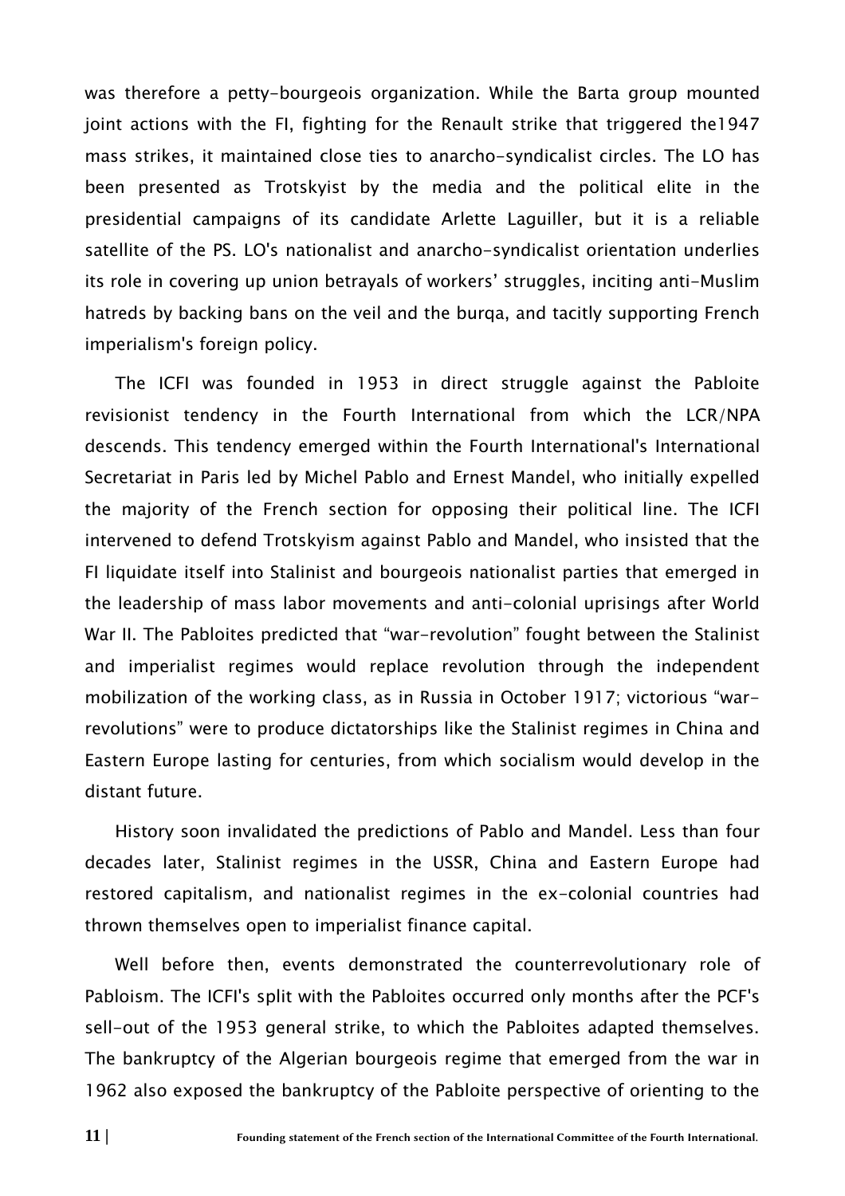was therefore a petty-bourgeois organization. While the Barta group mounted joint actions with the FI, fighting for the Renault strike that triggered the1947 mass strikes, it maintained close ties to anarcho-syndicalist circles. The LO has been presented as Trotskyist by the media and the political elite in the presidential campaigns of its candidate Arlette Laguiller, but it is a reliable satellite of the PS. LO's nationalist and anarcho-syndicalist orientation underlies its role in covering up union betrayals of workers' struggles, inciting anti-Muslim hatreds by backing bans on the veil and the burqa, and tacitly supporting French imperialism's foreign policy.

The ICFI was founded in 1953 in direct struggle against the Pabloite revisionist tendency in the Fourth International from which the LCR/NPA descends. This tendency emerged within the Fourth International's International Secretariat in Paris led by Michel Pablo and Ernest Mandel, who initially expelled the majority of the French section for opposing their political line. The ICFI intervened to defend Trotskyism against Pablo and Mandel, who insisted that the FI liquidate itself into Stalinist and bourgeois nationalist parties that emerged in the leadership of mass labor movements and anti-colonial uprisings after World War II. The Pabloites predicted that "war-revolution" fought between the Stalinist and imperialist regimes would replace revolution through the independent mobilization of the working class, as in Russia in October 1917; victorious "war-revolutions" were to produce dictatorships like the Stalinist regimes in China and Eastern Europe lasting for centuries, from which socialism would develop in the distant future.

History soon invalidated the predictions of Pablo and Mandel. Less than four decades later, Stalinist regimes in the USSR, China and Eastern Europe had restored capitalism, and nationalist regimes in the ex-colonial countries had thrown themselves open to imperialist finance capital.

Well before then, events demonstrated the counterrevolutionary role of Pabloism. The ICFI's split with the Pabloites occurred only months after the PCF's sell-out of the 1953 general strike, to which the Pabloites adapted themselves. The bankruptcy of the Algerian bourgeois regime that emerged from the war in 1962 also exposed the bankruptcy of the Pabloite perspective of orienting to the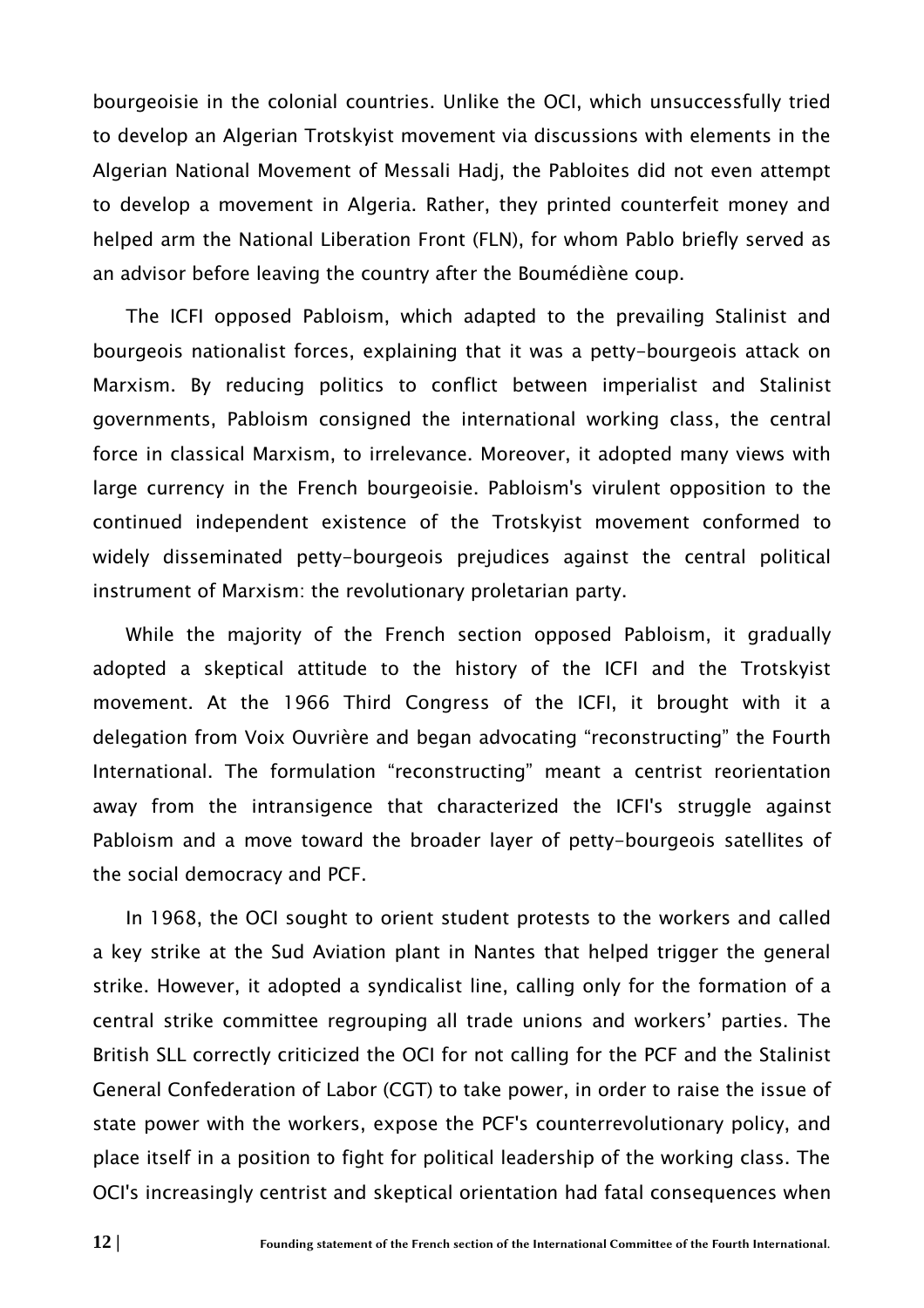bourgeoisie in the colonial countries. Unlike the OCI, which unsuccessfully tried to develop an Algerian Trotskyist movement via discussions with elements in the Algerian National Movement of Messali Hadj, the Pabloites did not even attempt to develop a movement in Algeria. Rather, they printed counterfeit money and helped arm the National Liberation Front (FLN), for whom Pablo briefly served as an advisor before leaving the country after the Boumédiène coup.

The ICFI opposed Pabloism, which adapted to the prevailing Stalinist and bourgeois nationalist forces, explaining that it was a petty-bourgeois attack on Marxism. By reducing politics to conflict between imperialist and Stalinist governments, Pabloism consigned the international working class, the central force in classical Marxism, to irrelevance. Moreover, it adopted many views with large currency in the French bourgeoisie. Pabloism's virulent opposition to the continued independent existence of the Trotskyist movement conformed to widely disseminated petty-bourgeois prejudices against the central political instrument of Marxism: the revolutionary proletarian party.

While the majority of the French section opposed Pabloism, it gradually adopted a skeptical attitude to the history of the ICFI and the Trotskyist movement. At the 1966 Third Congress of the ICFI, it brought with it a delegation from Voix Ouvrière and began advocating "reconstructing" the Fourth International. The formulation "reconstructing" meant a centrist reorientation away from the intransigence that characterized the ICFI's struggle against Pabloism and a move toward the broader layer of petty-bourgeois satellites of the social democracy and PCF.

In 1968, the OCI sought to orient student protests to the workers and called a key strike at the Sud Aviation plant in Nantes that helped trigger the general strike. However, it adopted a syndicalist line, calling only for the formation of a central strike committee regrouping all trade unions and workers' parties. The British SLL correctly criticized the OCI for not calling for the PCF and the Stalinist General Confederation of Labor (CGT) to take power, in order to raise the issue of state power with the workers, expose the PCF's counterrevolutionary policy, and place itself in a position to fight for political leadership of the working class. The OCI's increasingly centrist and skeptical orientation had fatal consequences when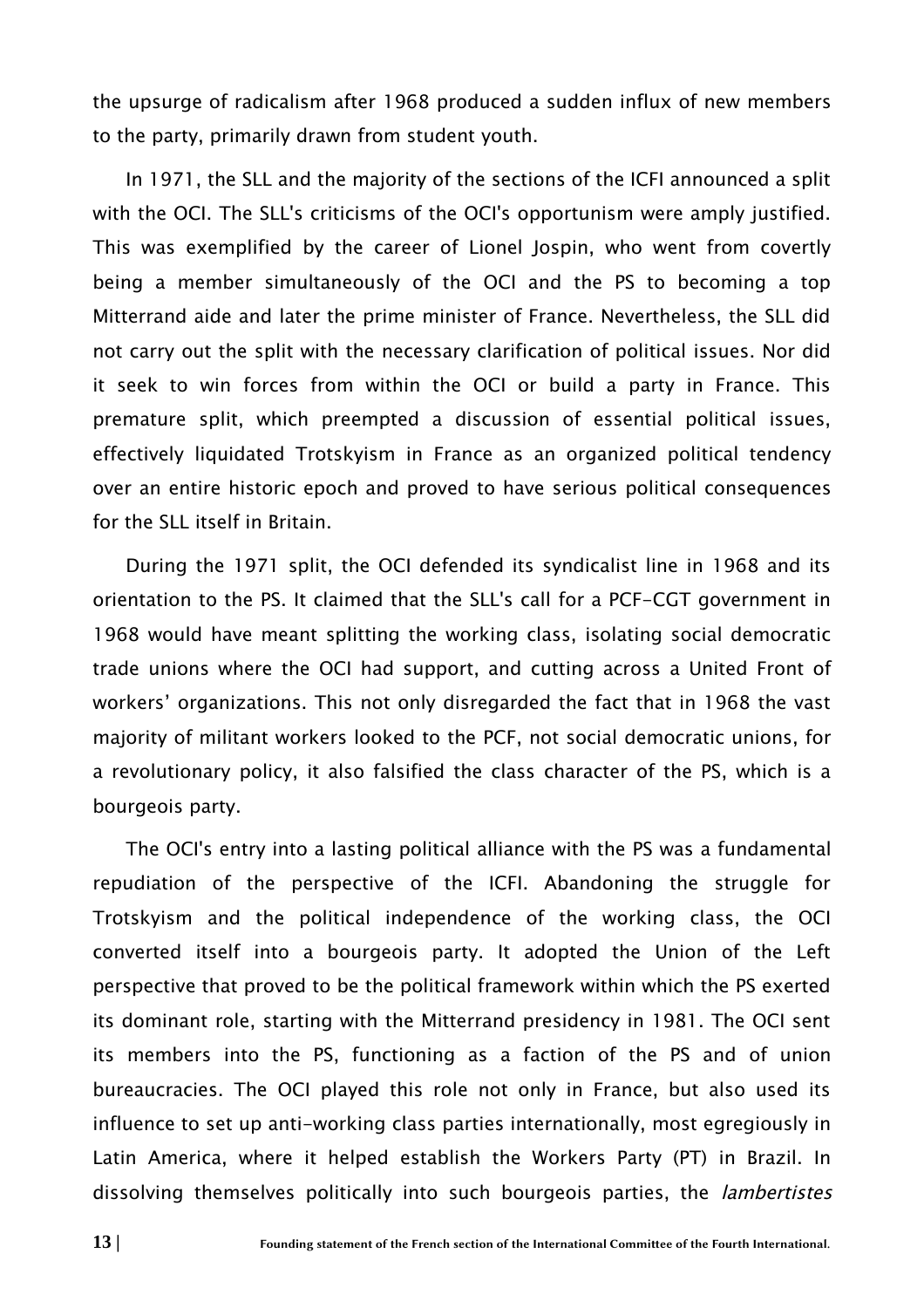the upsurge of radicalism after 1968 produced a sudden influx of new members to the party, primarily drawn from student youth.

In 1971, the SLL and the majority of the sections of the ICFI announced a split with the OCI. The SLL's criticisms of the OCI's opportunism were amply justified. This was exemplified by the career of Lionel Jospin, who went from covertly being a member simultaneously of the OCI and the PS to becoming a top Mitterrand aide and later the prime minister of France. Nevertheless, the SLL did not carry out the split with the necessary clarification of political issues. Nor did it seek to win forces from within the OCI or build a party in France. This premature split, which preempted a discussion of essential political issues, effectively liquidated Trotskyism in France as an organized political tendency over an entire historic epoch and proved to have serious political consequences for the SLL itself in Britain.

During the 1971 split, the OCI defended its syndicalist line in 1968 and its orientation to the PS. It claimed that the SLL's call for a PCF-CGT government in 1968 would have meant splitting the working class, isolating social democratic trade unions where the OCI had support, and cutting across a United Front of workers' organizations. This not only disregarded the fact that in 1968 the vast majority of militant workers looked to the PCF, not social democratic unions, for a revolutionary policy, it also falsified the class character of the PS, which is a bourgeois party.

The OCI's entry into a lasting political alliance with the PS was a fundamental repudiation of the perspective of the ICFI. Abandoning the struggle for Trotskyism and the political independence of the working class, the OCI converted itself into a bourgeois party. It adopted the Union of the Left perspective that proved to be the political framework within which the PS exerted its dominant role, starting with the Mitterrand presidency in 1981. The OCI sent its members into the PS, functioning as a faction of the PS and of union bureaucracies. The OCI played this role not only in France, but also used its influence to set up anti-working class parties internationally, most egregiously in Latin America, where it helped establish the Workers Party (PT) in Brazil. In dissolving themselves politically into such bourgeois parties, the *lambertistes*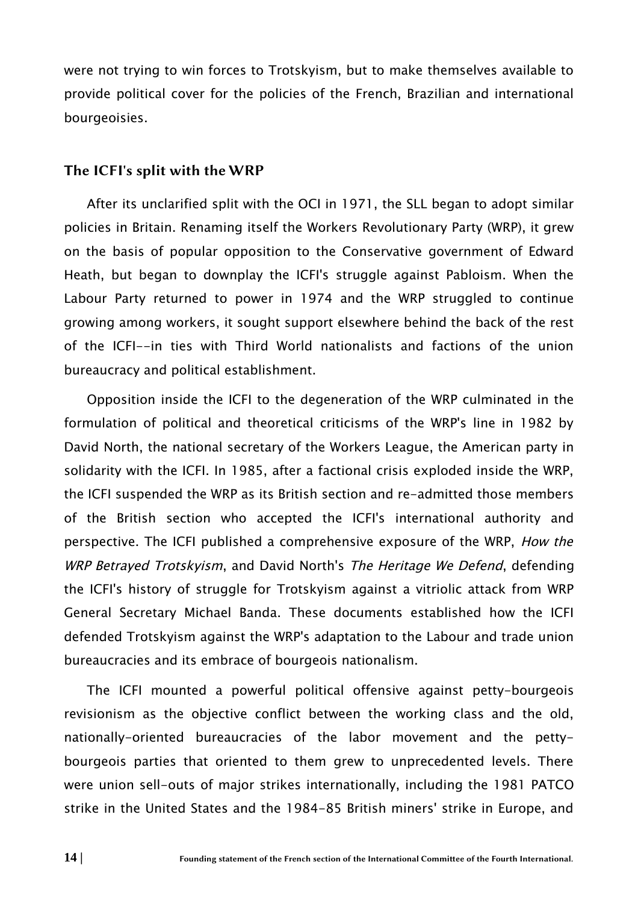were not trying to win forces to Trotskyism, but to make themselves available to provide political cover for the policies of the French, Brazilian and international bourgeoisies.

## The ICFI's split with the WRP

After its unclarified split with the OCI in 1971, the SLL began to adopt similar policies in Britain. Renaming itself the Workers Revolutionary Party (WRP), it grew on the basis of popular opposition to the Conservative government of Edward Heath, but began to downplay the ICFI's struggle against Pabloism. When the Labour Party returned to power in 1974 and the WRP struggled to continue growing among workers, it sought support elsewhere behind the back of the rest of the ICFI--in ties with Third World nationalists and factions of the union bureaucracy and political establishment.

Opposition inside the ICFI to the degeneration of the WRP culminated in the formulation of political and theoretical criticisms of the WRP's line in 1982 by David North, the national secretary of the Workers League, the American party in solidarity with the ICFI. In 1985, after a factional crisis exploded inside the WRP, the ICFI suspended the WRP as its British section and re-admitted those members of the British section who accepted the ICFI's international authority and perspective. The ICFI published a comprehensive exposure of the WRP, *How the WRP Betrayed Trotskyism*, and David North's *The Heritage We Defend*, defending the ICFI's history of struggle for Trotskyism against a vitriolic attack from WRP General Secretary Michael Banda. These documents established how the ICFI defended Trotskyism against the WRP's adaptation to the Labour and trade union bureaucracies and its embrace of bourgeois nationalism.

The ICFI mounted a powerful political offensive against petty-bourgeois revisionism as the objective conflict between the working class and the old, nationally-oriented bureaucracies of the labor movement and the petty-bourgeois parties that oriented to them grew to unprecedented levels. There were union sell-outs of major strikes internationally, including the 1981 PATCO strike in the United States and the 1984-85 British miners' strike in Europe, and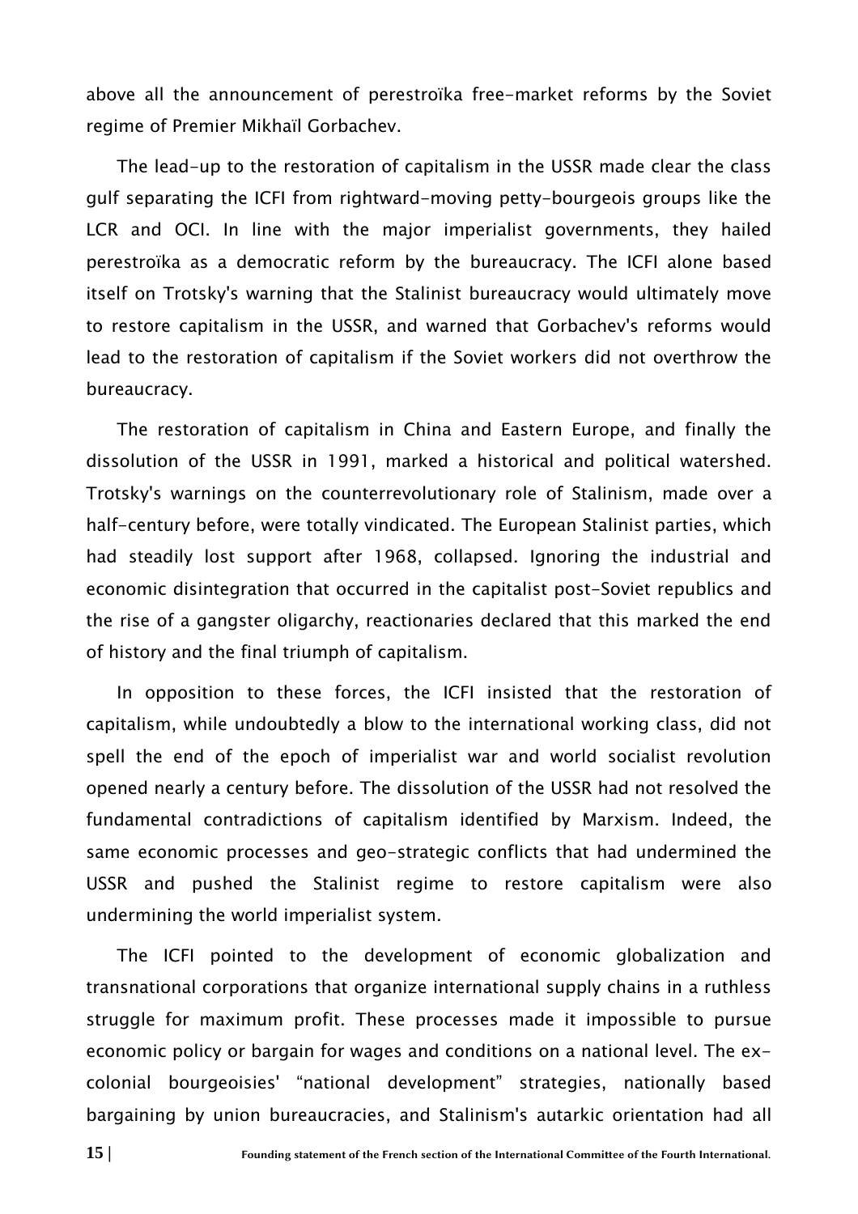above all the announcement of perestroïka free-market reforms by the Soviet regime of Premier Mikhaïl Gorbachev.

The lead-up to the restoration of capitalism in the USSR made clear the class gulf separating the ICFI from rightward-moving petty-bourgeois groups like the LCR and OCI. In line with the major imperialist governments, they hailed perestroïka as a democratic reform by the bureaucracy. The ICFI alone based itself on Trotsky's warning that the Stalinist bureaucracy would ultimately move to restore capitalism in the USSR, and warned that Gorbachev's reforms would lead to the restoration of capitalism if the Soviet workers did not overthrow the bureaucracy.

The restoration of capitalism in China and Eastern Europe, and finally the dissolution of the USSR in 1991, marked a historical and political watershed. Trotsky's warnings on the counterrevolutionary role of Stalinism, made over a half-century before, were totally vindicated. The European Stalinist parties, which had steadily lost support after 1968, collapsed. Ignoring the industrial and economic disintegration that occurred in the capitalist post-Soviet republics and the rise of a gangster oligarchy, reactionaries declared that this marked the end of history and the final triumph of capitalism.

In opposition to these forces, the ICFI insisted that the restoration of capitalism, while undoubtedly a blow to the international working class, did not spell the end of the epoch of imperialist war and world socialist revolution opened nearly a century before. The dissolution of the USSR had not resolved the fundamental contradictions of capitalism identified by Marxism. Indeed, the same economic processes and geo-strategic conflicts that had undermined the USSR and pushed the Stalinist regime to restore capitalism were also undermining the world imperialist system.

The ICFI pointed to the development of economic globalization and transnational corporations that organize international supply chains in a ruthless struggle for maximum profit. These processes made it impossible to pursue economic policy or bargain for wages and conditions on a national level. The ex-colonial bourgeoisies' "national development" strategies, nationally based bargaining by union bureaucracies, and Stalinism's autarkic orientation had all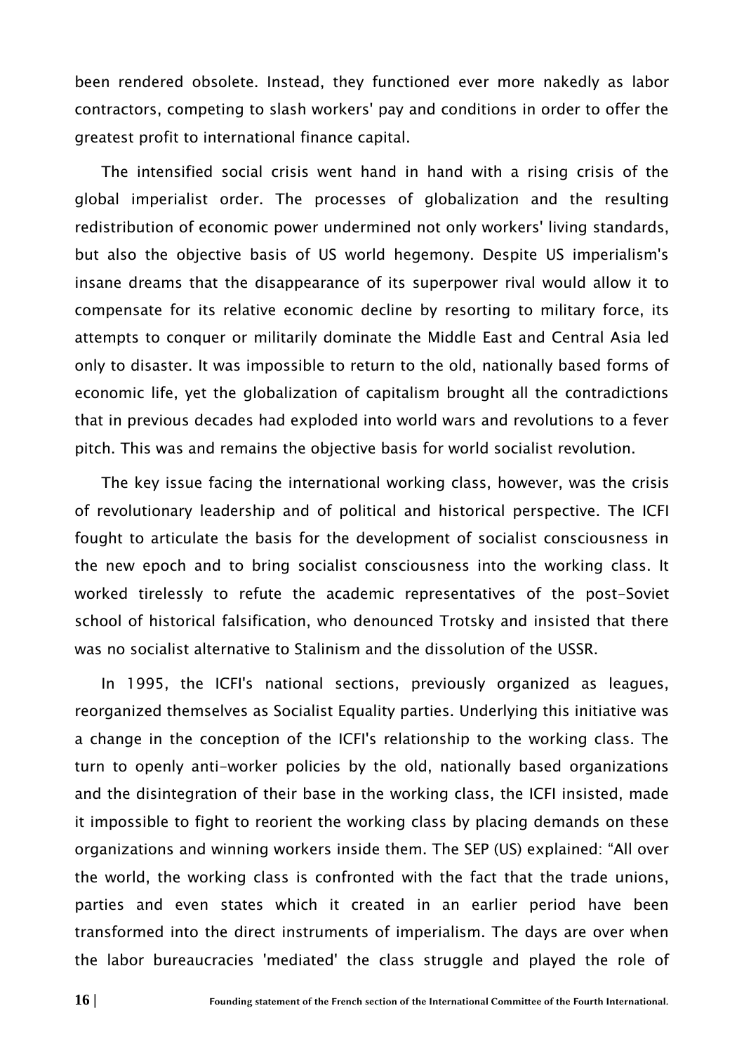been rendered obsolete. Instead, they functioned ever more nakedly as labor contractors, competing to slash workers' pay and conditions in order to offer the greatest profit to international finance capital.

The intensified social crisis went hand in hand with a rising crisis of the global imperialist order. The processes of globalization and the resulting redistribution of economic power undermined not only workers' living standards, but also the objective basis of US world hegemony. Despite US imperialism's insane dreams that the disappearance of its superpower rival would allow it to compensate for its relative economic decline by resorting to military force, its attempts to conquer or militarily dominate the Middle East and Central Asia led only to disaster. It was impossible to return to the old, nationally based forms of economic life, yet the globalization of capitalism brought all the contradictions that in previous decades had exploded into world wars and revolutions to a fever pitch. This was and remains the objective basis for world socialist revolution.

The key issue facing the international working class, however, was the crisis of revolutionary leadership and of political and historical perspective. The ICFI fought to articulate the basis for the development of socialist consciousness in the new epoch and to bring socialist consciousness into the working class. It worked tirelessly to refute the academic representatives of the post-Soviet school of historical falsification, who denounced Trotsky and insisted that there was no socialist alternative to Stalinism and the dissolution of the USSR.

In 1995, the ICFI's national sections, previously organized as leagues, reorganized themselves as Socialist Equality parties. Underlying this initiative was a change in the conception of the ICFI's relationship to the working class. The turn to openly anti-worker policies by the old, nationally based organizations and the disintegration of their base in the working class, the ICFI insisted, made it impossible to fight to reorient the working class by placing demands on these organizations and winning workers inside them. The SEP (US) explained: "All over the world, the working class is confronted with the fact that the trade unions, parties and even states which it created in an earlier period have been transformed into the direct instruments of imperialism. The days are over when the labor bureaucracies 'mediated' the class struggle and played the role of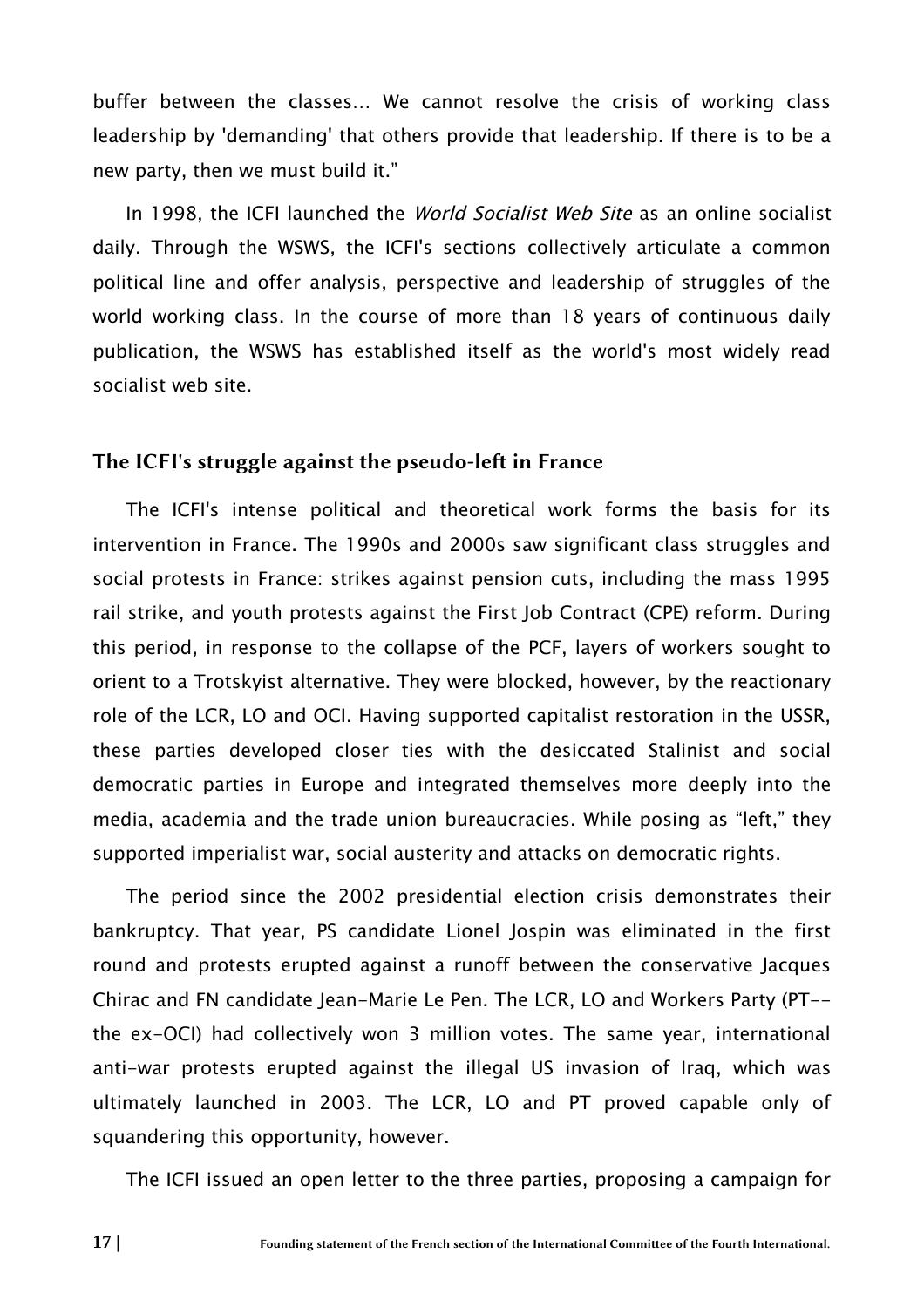buffer between the classes… We cannot resolve the crisis of working class leadership by 'demanding' that others provide that leadership. If there is to be a new party, then we must build it."

In 1998, the ICFI launched the *World Socialist Web Site* as an online socialist daily. Through the WSWS, the ICFI's sections collectively articulate a common political line and offer analysis, perspective and leadership of struggles of the world working class. In the course of more than 18 years of continuous daily publication, the WSWS has established itself as the world's most widely read socialist web site.

## The ICFI's struggle against the pseudo-left in France

The ICFI's intense political and theoretical work forms the basis for its intervention in France. The 1990s and 2000s saw significant class struggles and social protests in France: strikes against pension cuts, including the mass 1995 rail strike, and youth protests against the First Job Contract (CPE) reform. During this period, in response to the collapse of the PCF, layers of workers sought to orient to a Trotskyist alternative. They were blocked, however, by the reactionary role of the LCR, LO and OCI. Having supported capitalist restoration in the USSR, these parties developed closer ties with the desiccated Stalinist and social democratic parties in Europe and integrated themselves more deeply into the media, academia and the trade union bureaucracies. While posing as "left," they supported imperialist war, social austerity and attacks on democratic rights.

The period since the 2002 presidential election crisis demonstrates their bankruptcy. That year, PS candidate Lionel Jospin was eliminated in the first round and protests erupted against a runoff between the conservative Jacques Chirac and FN candidate Jean-Marie Le Pen. The LCR, LO and Workers Party (PT--the ex-OCI) had collectively won 3 million votes. The same year, international anti-war protests erupted against the illegal US invasion of Iraq, which was ultimately launched in 2003. The LCR, LO and PT proved capable only of squandering this opportunity, however.

The ICFI issued an open letter to the three parties, proposing a campaign for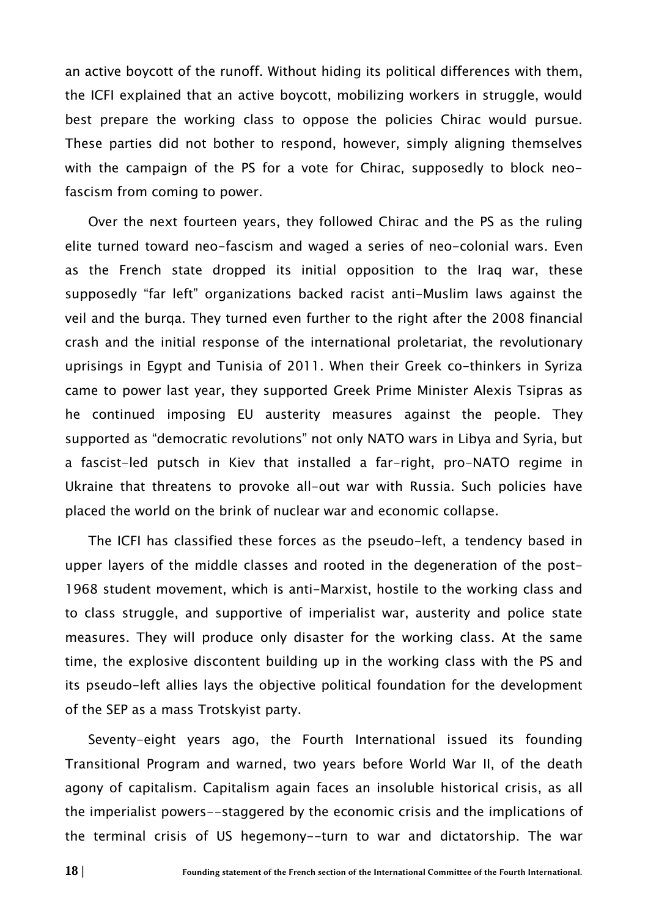an active boycott of the runoff. Without hiding its political differences with them, the ICFI explained that an active boycott, mobilizing workers in struggle, would best prepare the working class to oppose the policies Chirac would pursue. These parties did not bother to respond, however, simply aligning themselves with the campaign of the PS for a vote for Chirac, supposedly to block neo-fascism from coming to power.

Over the next fourteen years, they followed Chirac and the PS as the ruling elite turned toward neo-fascism and waged a series of neo-colonial wars. Even as the French state dropped its initial opposition to the Iraq war, these supposedly "far left" organizations backed racist anti-Muslim laws against the veil and the burqa. They turned even further to the right after the 2008 financial crash and the initial response of the international proletariat, the revolutionary uprisings in Egypt and Tunisia of 2011. When their Greek co-thinkers in Syriza came to power last year, they supported Greek Prime Minister Alexis Tsipras as he continued imposing EU austerity measures against the people. They supported as "democratic revolutions" not only NATO wars in Libya and Syria, but a fascist-led putsch in Kiev that installed a far-right, pro-NATO regime in Ukraine that threatens to provoke all-out war with Russia. Such policies have placed the world on the brink of nuclear war and economic collapse.

The ICFI has classified these forces as the pseudo-left, a tendency based in upper layers of the middle classes and rooted in the degeneration of the post-1968 student movement, which is anti-Marxist, hostile to the working class and to class struggle, and supportive of imperialist war, austerity and police state measures. They will produce only disaster for the working class. At the same time, the explosive discontent building up in the working class with the PS and its pseudo-left allies lays the objective political foundation for the development of the SEP as a mass Trotskyist party.

Seventy-eight years ago, the Fourth International issued its founding Transitional Program and warned, two years before World War II, of the death agony of capitalism. Capitalism again faces an insoluble historical crisis, as all the imperialist powers--staggered by the economic crisis and the implications of the terminal crisis of US hegemony--turn to war and dictatorship. The war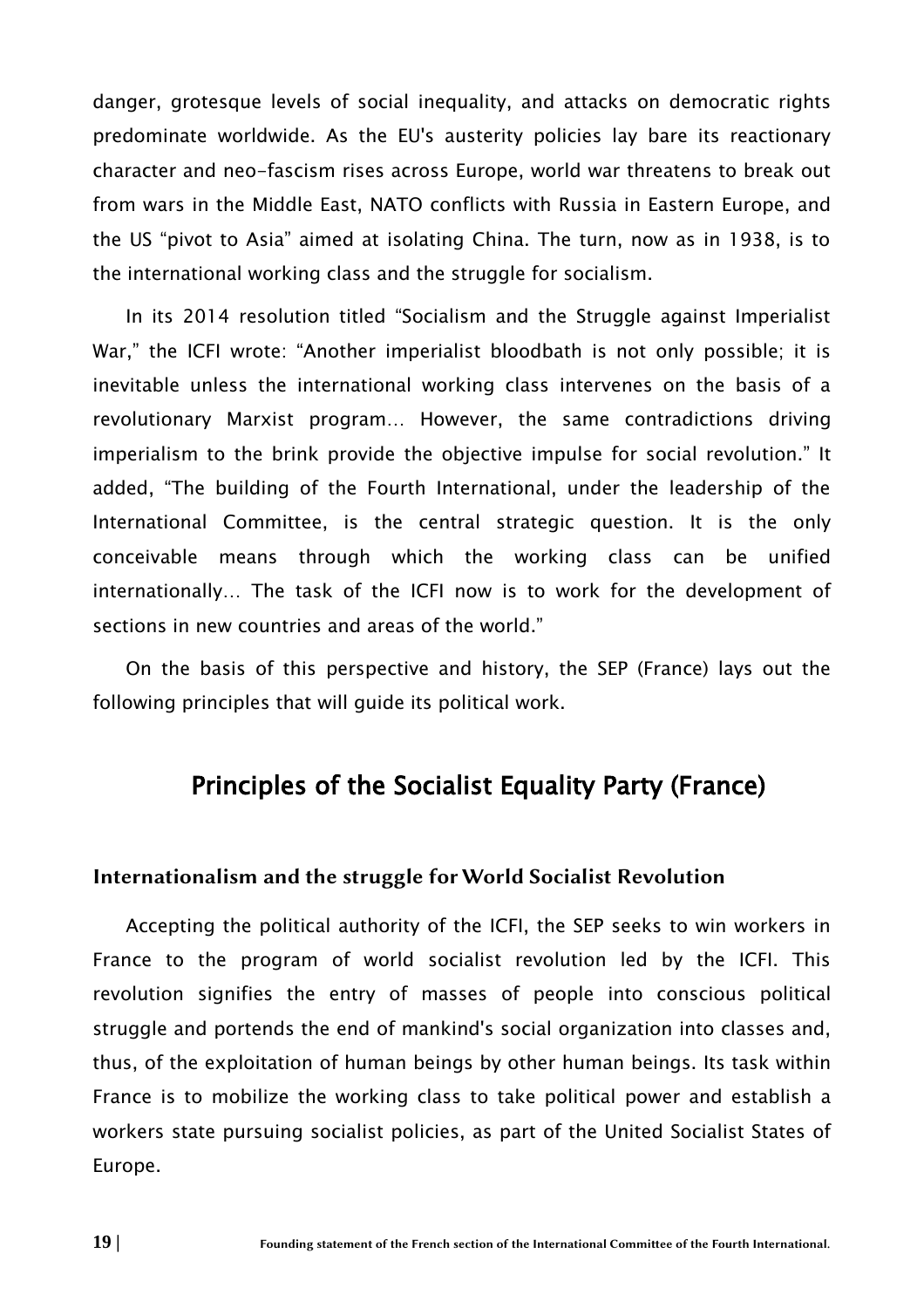danger, grotesque levels of social inequality, and attacks on democratic rights predominate worldwide. As the EU's austerity policies lay bare its reactionary character and neo-fascism rises across Europe, world war threatens to break out from wars in the Middle East, NATO conflicts with Russia in Eastern Europe, and the US "pivot to Asia" aimed at isolating China. The turn, now as in 1938, is to the international working class and the struggle for socialism.

In its 2014 resolution titled "Socialism and the Struggle against Imperialist War," the ICFI wrote: "Another imperialist bloodbath is not only possible; it is inevitable unless the international working class intervenes on the basis of a revolutionary Marxist program… However, the same contradictions driving imperialism to the brink provide the objective impulse for social revolution." It added, "The building of the Fourth International, under the leadership of the International Committee, is the central strategic question. It is the only conceivable means through which the working class can be unified internationally… The task of the ICFI now is to work for the development of sections in new countries and areas of the world."

On the basis of this perspective and history, the SEP (France) lays out the following principles that will guide its political work.

## Principles of the Socialist Equality Party (France)

### Internationalism and the struggle for World Socialist Revolution

Accepting the political authority of the ICFI, the SEP seeks to win workers in France to the program of world socialist revolution led by the ICFI. This revolution signifies the entry of masses of people into conscious political struggle and portends the end of mankind's social organization into classes and, thus, of the exploitation of human beings by other human beings. Its task within France is to mobilize the working class to take political power and establish a workers state pursuing socialist policies, as part of the United Socialist States of Europe.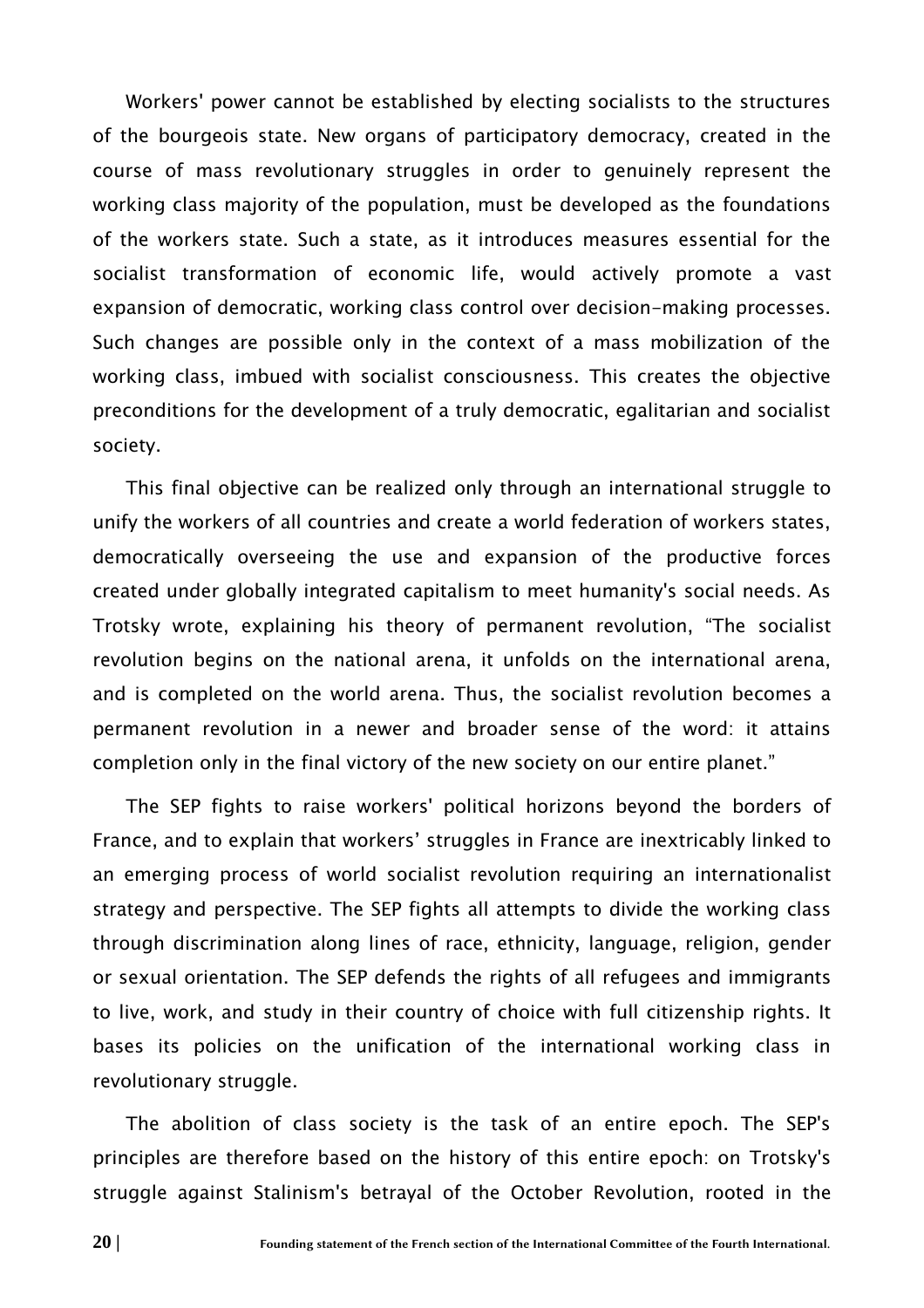Workers' power cannot be established by electing socialists to the structures of the bourgeois state. New organs of participatory democracy, created in the course of mass revolutionary struggles in order to genuinely represent the working class majority of the population, must be developed as the foundations of the workers state. Such a state, as it introduces measures essential for the socialist transformation of economic life, would actively promote a vast expansion of democratic, working class control over decision-making processes. Such changes are possible only in the context of a mass mobilization of the working class, imbued with socialist consciousness. This creates the objective preconditions for the development of a truly democratic, egalitarian and socialist society.

This final objective can be realized only through an international struggle to unify the workers of all countries and create a world federation of workers states, democratically overseeing the use and expansion of the productive forces created under globally integrated capitalism to meet humanity's social needs. As Trotsky wrote, explaining his theory of permanent revolution, "The socialist revolution begins on the national arena, it unfolds on the international arena, and is completed on the world arena. Thus, the socialist revolution becomes a permanent revolution in a newer and broader sense of the word: it attains completion only in the final victory of the new society on our entire planet."

The SEP fights to raise workers' political horizons beyond the borders of France, and to explain that workers' struggles in France are inextricably linked to an emerging process of world socialist revolution requiring an internationalist strategy and perspective. The SEP fights all attempts to divide the working class through discrimination along lines of race, ethnicity, language, religion, gender or sexual orientation. The SEP defends the rights of all refugees and immigrants to live, work, and study in their country of choice with full citizenship rights. It bases its policies on the unification of the international working class in revolutionary struggle.

The abolition of class society is the task of an entire epoch. The SEP's principles are therefore based on the history of this entire epoch: on Trotsky's struggle against Stalinism's betrayal of the October Revolution, rooted in the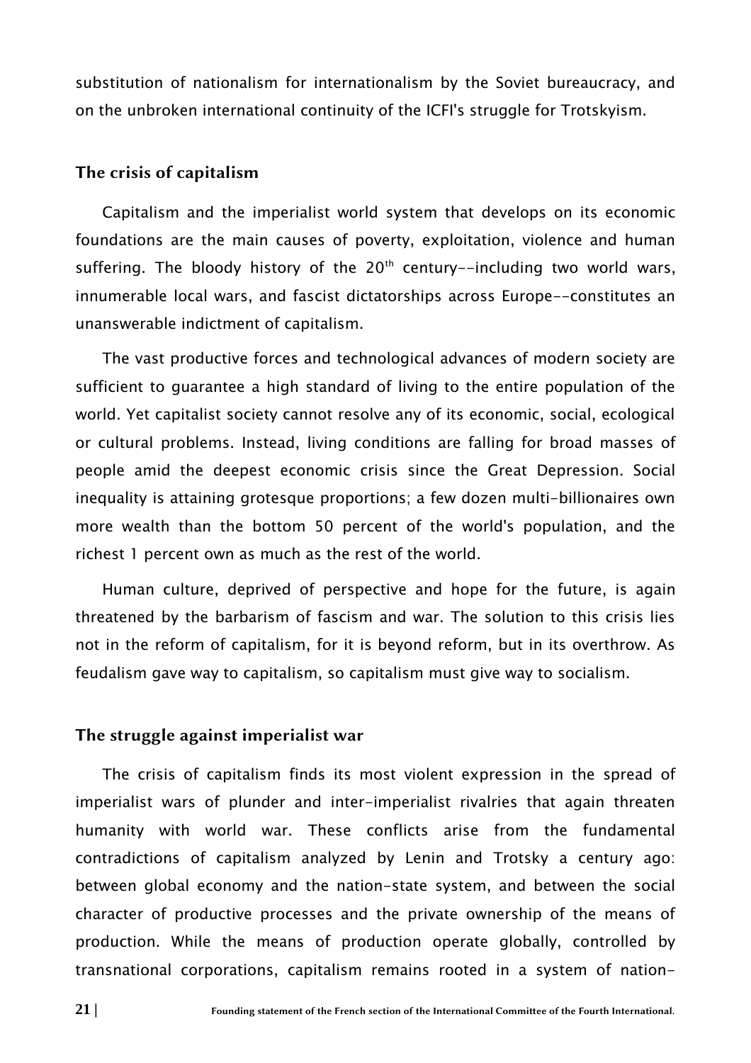substitution of nationalism for internationalism by the Soviet bureaucracy, and on the unbroken international continuity of the ICFI's struggle for Trotskyism.

## The crisis of capitalism

Capitalism and the imperialist world system that develops on its economic foundations are the main causes of poverty, exploitation, violence and human suffering. The bloody history of the 20th century--including two world wars, innumerable local wars, and fascist dictatorships across Europe--constitutes an unanswerable indictment of capitalism.

The vast productive forces and technological advances of modern society are sufficient to guarantee a high standard of living to the entire population of the world. Yet capitalist society cannot resolve any of its economic, social, ecological or cultural problems. Instead, living conditions are falling for broad masses of people amid the deepest economic crisis since the Great Depression. Social inequality is attaining grotesque proportions; a few dozen multi-billionaires own more wealth than the bottom 50 percent of the world's population, and the richest 1 percent own as much as the rest of the world.

Human culture, deprived of perspective and hope for the future, is again threatened by the barbarism of fascism and war. The solution to this crisis lies not in the reform of capitalism, for it is beyond reform, but in its overthrow. As feudalism gave way to capitalism, so capitalism must give way to socialism.

## The struggle against imperialist war

The crisis of capitalism finds its most violent expression in the spread of imperialist wars of plunder and inter-imperialist rivalries that again threaten humanity with world war. These conflicts arise from the fundamental contradictions of capitalism analyzed by Lenin and Trotsky a century ago: between global economy and the nation-state system, and between the social character of productive processes and the private ownership of the means of production. While the means of production operate globally, controlled by transnational corporations, capitalism remains rooted in a system of nation-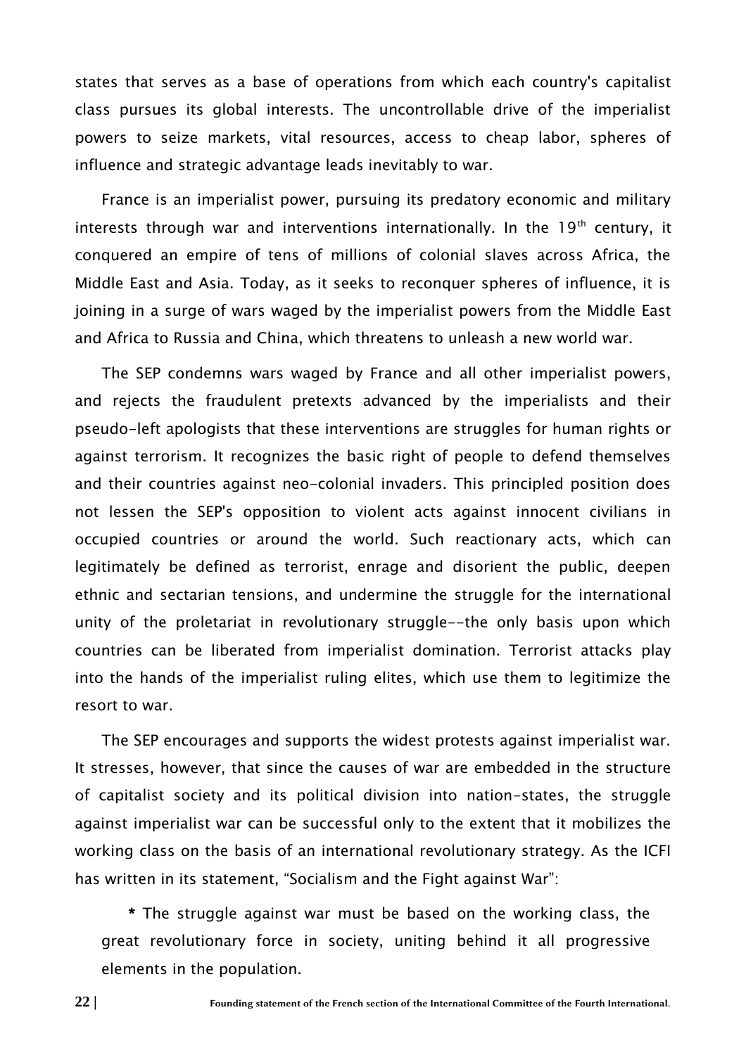states that serves as a base of operations from which each country's capitalist class pursues its global interests. The uncontrollable drive of the imperialist powers to seize markets, vital resources, access to cheap labor, spheres of influence and strategic advantage leads inevitably to war.

France is an imperialist power, pursuing its predatory economic and military interests through war and interventions internationally. In the 19th century, it conquered an empire of tens of millions of colonial slaves across Africa, the Middle East and Asia. Today, as it seeks to reconquer spheres of influence, it is joining in a surge of wars waged by the imperialist powers from the Middle East and Africa to Russia and China, which threatens to unleash a new world war.

The SEP condemns wars waged by France and all other imperialist powers, and rejects the fraudulent pretexts advanced by the imperialists and their pseudo-left apologists that these interventions are struggles for human rights or against terrorism. It recognizes the basic right of people to defend themselves and their countries against neo-colonial invaders. This principled position does not lessen the SEP's opposition to violent acts against innocent civilians in occupied countries or around the world. Such reactionary acts, which can legitimately be defined as terrorist, enrage and disorient the public, deepen ethnic and sectarian tensions, and undermine the struggle for the international unity of the proletariat in revolutionary struggle--the only basis upon which countries can be liberated from imperialist domination. Terrorist attacks play into the hands of the imperialist ruling elites, which use them to legitimize the resort to war.

The SEP encourages and supports the widest protests against imperialist war. It stresses, however, that since the causes of war are embedded in the structure of capitalist society and its political division into nation-states, the struggle against imperialist war can be successful only to the extent that it mobilizes the working class on the basis of an international revolutionary strategy. As the ICFI has written in its statement, "Socialism and the Fight against War":

> * The struggle against war must be based on the working class, the great revolutionary force in society, uniting behind it all progressive elements in the population.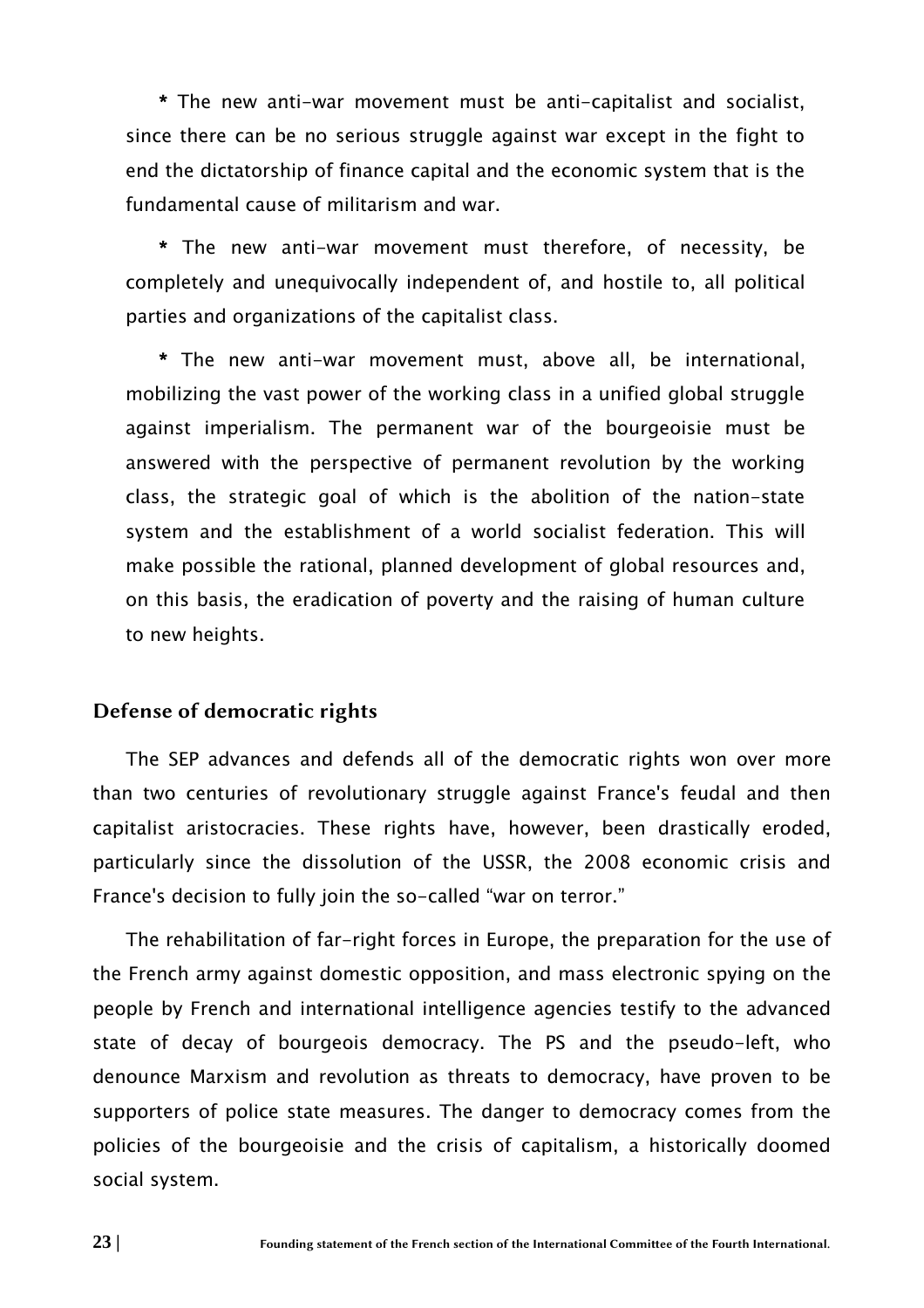* The new anti-war movement must be anti-capitalist and socialist, since there can be no serious struggle against war except in the fight to end the dictatorship of finance capital and the economic system that is the fundamental cause of militarism and war.

* The new anti-war movement must therefore, of necessity, be completely and unequivocally independent of, and hostile to, all political parties and organizations of the capitalist class.

* The new anti-war movement must, above all, be international, mobilizing the vast power of the working class in a unified global struggle against imperialism. The permanent war of the bourgeoisie must be answered with the perspective of permanent revolution by the working class, the strategic goal of which is the abolition of the nation-state system and the establishment of a world socialist federation. This will make possible the rational, planned development of global resources and, on this basis, the eradication of poverty and the raising of human culture to new heights.

### Defense of democratic rights

The SEP advances and defends all of the democratic rights won over more than two centuries of revolutionary struggle against France's feudal and then capitalist aristocracies. These rights have, however, been drastically eroded, particularly since the dissolution of the USSR, the 2008 economic crisis and France's decision to fully join the so-called "war on terror."

The rehabilitation of far-right forces in Europe, the preparation for the use of the French army against domestic opposition, and mass electronic spying on the people by French and international intelligence agencies testify to the advanced state of decay of bourgeois democracy. The PS and the pseudo-left, who denounce Marxism and revolution as threats to democracy, have proven to be supporters of police state measures. The danger to democracy comes from the policies of the bourgeoisie and the crisis of capitalism, a historically doomed social system.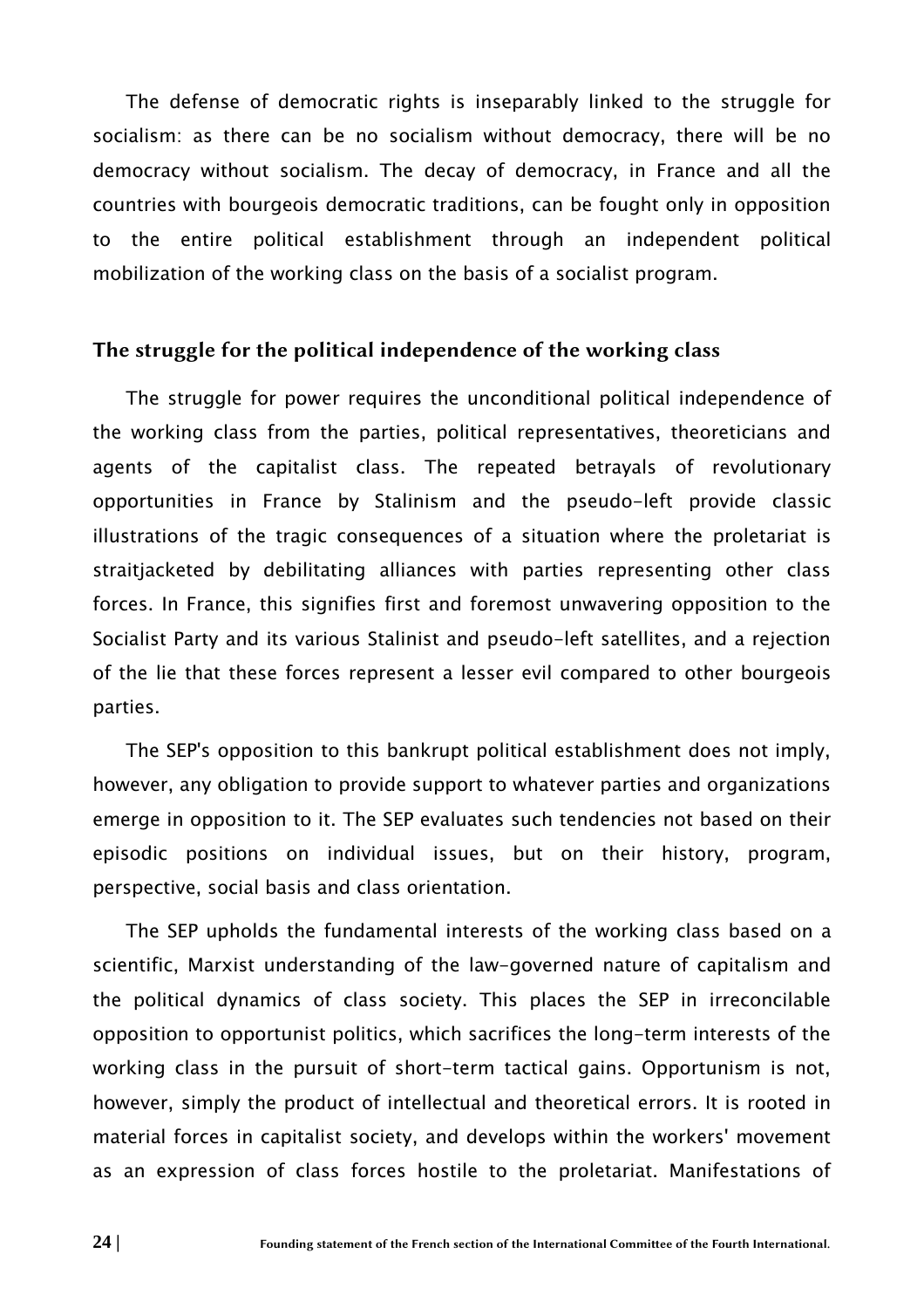The defense of democratic rights is inseparably linked to the struggle for socialism: as there can be no socialism without democracy, there will be no democracy without socialism. The decay of democracy, in France and all the countries with bourgeois democratic traditions, can be fought only in opposition to the entire political establishment through an independent political mobilization of the working class on the basis of a socialist program.

## The struggle for the political independence of the working class

The struggle for power requires the unconditional political independence of the working class from the parties, political representatives, theoreticians and agents of the capitalist class. The repeated betrayals of revolutionary opportunities in France by Stalinism and the pseudo-left provide classic illustrations of the tragic consequences of a situation where the proletariat is straitjacketed by debilitating alliances with parties representing other class forces. In France, this signifies first and foremost unwavering opposition to the Socialist Party and its various Stalinist and pseudo-left satellites, and a rejection of the lie that these forces represent a lesser evil compared to other bourgeois parties.

The SEP's opposition to this bankrupt political establishment does not imply, however, any obligation to provide support to whatever parties and organizations emerge in opposition to it. The SEP evaluates such tendencies not based on their episodic positions on individual issues, but on their history, program, perspective, social basis and class orientation.

The SEP upholds the fundamental interests of the working class based on a scientific, Marxist understanding of the law-governed nature of capitalism and the political dynamics of class society. This places the SEP in irreconcilable opposition to opportunist politics, which sacrifices the long-term interests of the working class in the pursuit of short-term tactical gains. Opportunism is not, however, simply the product of intellectual and theoretical errors. It is rooted in material forces in capitalist society, and develops within the workers' movement as an expression of class forces hostile to the proletariat. Manifestations of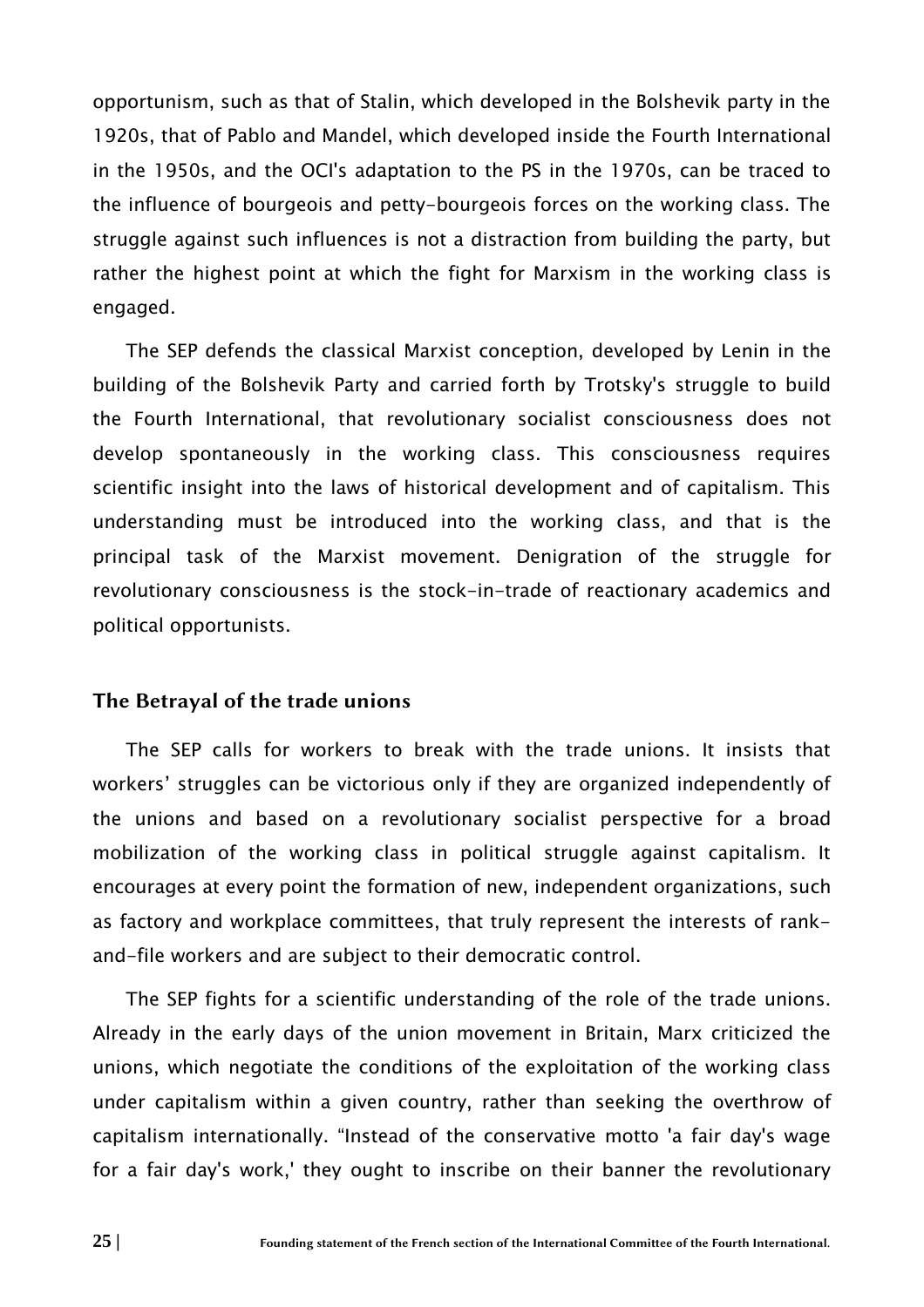opportunism, such as that of Stalin, which developed in the Bolshevik party in the 1920s, that of Pablo and Mandel, which developed inside the Fourth International in the 1950s, and the OCI's adaptation to the PS in the 1970s, can be traced to the influence of bourgeois and petty-bourgeois forces on the working class. The struggle against such influences is not a distraction from building the party, but rather the highest point at which the fight for Marxism in the working class is engaged.

The SEP defends the classical Marxist conception, developed by Lenin in the building of the Bolshevik Party and carried forth by Trotsky's struggle to build the Fourth International, that revolutionary socialist consciousness does not develop spontaneously in the working class. This consciousness requires scientific insight into the laws of historical development and of capitalism. This understanding must be introduced into the working class, and that is the principal task of the Marxist movement. Denigration of the struggle for revolutionary consciousness is the stock-in-trade of reactionary academics and political opportunists.

### The Betrayal of the trade unions

The SEP calls for workers to break with the trade unions. It insists that workers' struggles can be victorious only if they are organized independently of the unions and based on a revolutionary socialist perspective for a broad mobilization of the working class in political struggle against capitalism. It encourages at every point the formation of new, independent organizations, such as factory and workplace committees, that truly represent the interests of rank-and-file workers and are subject to their democratic control.

The SEP fights for a scientific understanding of the role of the trade unions. Already in the early days of the union movement in Britain, Marx criticized the unions, which negotiate the conditions of the exploitation of the working class under capitalism within a given country, rather than seeking the overthrow of capitalism internationally. "Instead of the conservative motto 'a fair day's wage for a fair day's work,' they ought to inscribe on their banner the revolutionary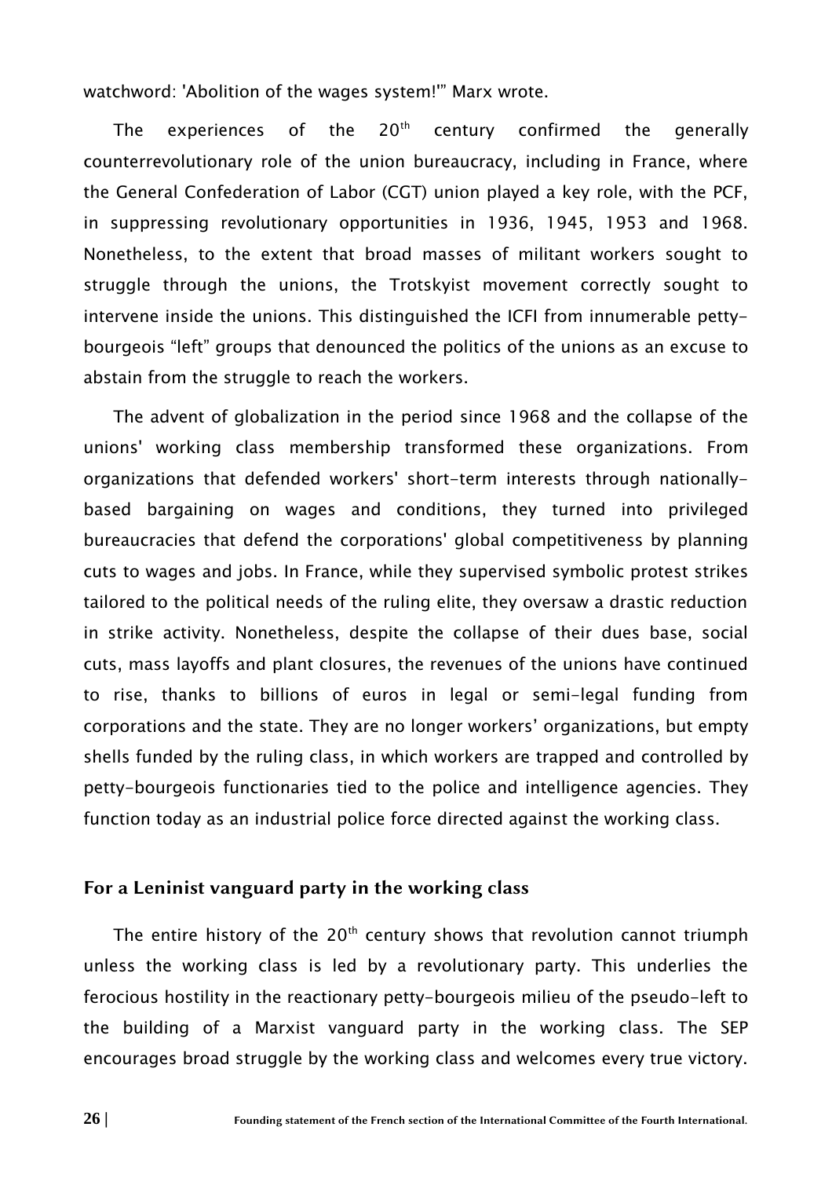watchword: 'Abolition of the wages system!'" Marx wrote.

The experiences of the 20th century confirmed the generally counterrevolutionary role of the union bureaucracy, including in France, where the General Confederation of Labor (CGT) union played a key role, with the PCF, in suppressing revolutionary opportunities in 1936, 1945, 1953 and 1968. Nonetheless, to the extent that broad masses of militant workers sought to struggle through the unions, the Trotskyist movement correctly sought to intervene inside the unions. This distinguished the ICFI from innumerable petty-bourgeois "left" groups that denounced the politics of the unions as an excuse to abstain from the struggle to reach the workers.

The advent of globalization in the period since 1968 and the collapse of the unions' working class membership transformed these organizations. From organizations that defended workers' short-term interests through nationally-based bargaining on wages and conditions, they turned into privileged bureaucracies that defend the corporations' global competitiveness by planning cuts to wages and jobs. In France, while they supervised symbolic protest strikes tailored to the political needs of the ruling elite, they oversaw a drastic reduction in strike activity. Nonetheless, despite the collapse of their dues base, social cuts, mass layoffs and plant closures, the revenues of the unions have continued to rise, thanks to billions of euros in legal or semi-legal funding from corporations and the state. They are no longer workers' organizations, but empty shells funded by the ruling class, in which workers are trapped and controlled by petty-bourgeois functionaries tied to the police and intelligence agencies. They function today as an industrial police force directed against the working class.

## For a Leninist vanguard party in the working class

The entire history of the 20th century shows that revolution cannot triumph unless the working class is led by a revolutionary party. This underlies the ferocious hostility in the reactionary petty-bourgeois milieu of the pseudo-left to the building of a Marxist vanguard party in the working class. The SEP encourages broad struggle by the working class and welcomes every true victory.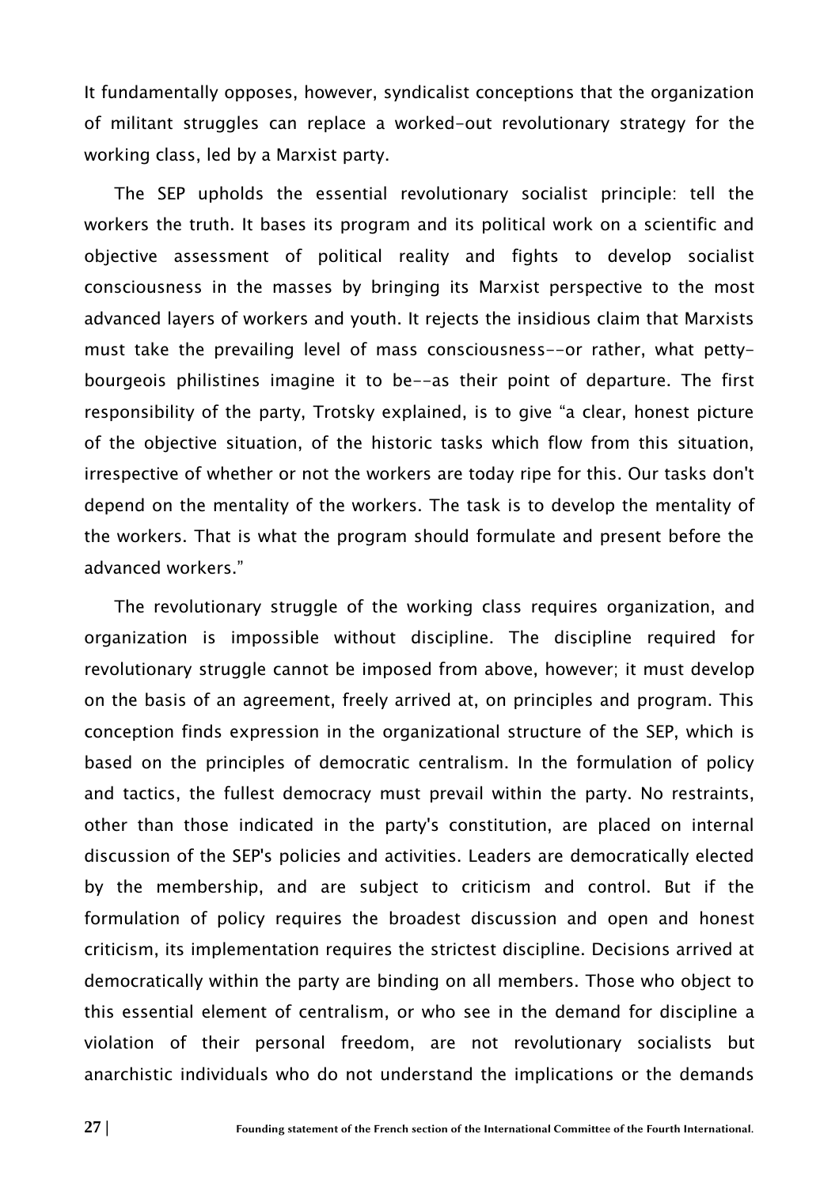It fundamentally opposes, however, syndicalist conceptions that the organization of militant struggles can replace a worked-out revolutionary strategy for the working class, led by a Marxist party.

The SEP upholds the essential revolutionary socialist principle: tell the workers the truth. It bases its program and its political work on a scientific and objective assessment of political reality and fights to develop socialist consciousness in the masses by bringing its Marxist perspective to the most advanced layers of workers and youth. It rejects the insidious claim that Marxists must take the prevailing level of mass consciousness--or rather, what petty-bourgeois philistines imagine it to be--as their point of departure. The first responsibility of the party, Trotsky explained, is to give "a clear, honest picture of the objective situation, of the historic tasks which flow from this situation, irrespective of whether or not the workers are today ripe for this. Our tasks don't depend on the mentality of the workers. The task is to develop the mentality of the workers. That is what the program should formulate and present before the advanced workers."

The revolutionary struggle of the working class requires organization, and organization is impossible without discipline. The discipline required for revolutionary struggle cannot be imposed from above, however; it must develop on the basis of an agreement, freely arrived at, on principles and program. This conception finds expression in the organizational structure of the SEP, which is based on the principles of democratic centralism. In the formulation of policy and tactics, the fullest democracy must prevail within the party. No restraints, other than those indicated in the party's constitution, are placed on internal discussion of the SEP's policies and activities. Leaders are democratically elected by the membership, and are subject to criticism and control. But if the formulation of policy requires the broadest discussion and open and honest criticism, its implementation requires the strictest discipline. Decisions arrived at democratically within the party are binding on all members. Those who object to this essential element of centralism, or who see in the demand for discipline a violation of their personal freedom, are not revolutionary socialists but anarchistic individuals who do not understand the implications or the demands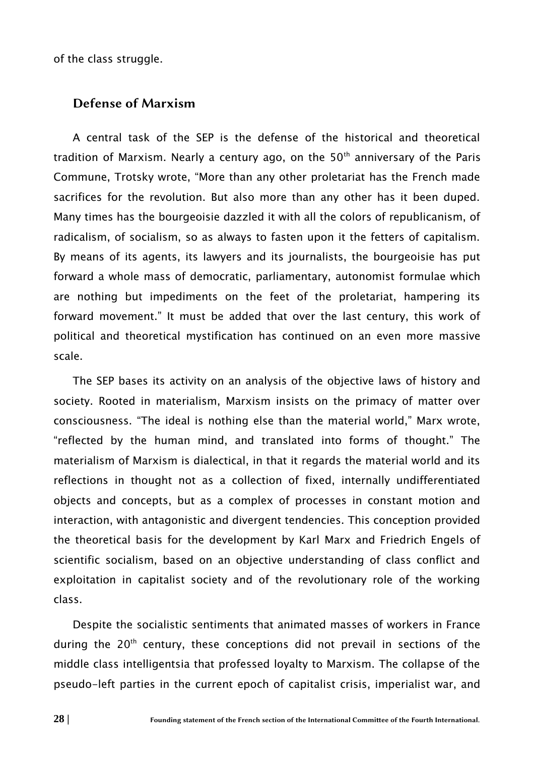of the class struggle.

## Defense of Marxism

A central task of the SEP is the defense of the historical and theoretical tradition of Marxism. Nearly a century ago, on the 50th anniversary of the Paris Commune, Trotsky wrote, "More than any other proletariat has the French made sacrifices for the revolution. But also more than any other has it been duped. Many times has the bourgeoisie dazzled it with all the colors of republicanism, of radicalism, of socialism, so as always to fasten upon it the fetters of capitalism. By means of its agents, its lawyers and its journalists, the bourgeoisie has put forward a whole mass of democratic, parliamentary, autonomist formulae which are nothing but impediments on the feet of the proletariat, hampering its forward movement." It must be added that over the last century, this work of political and theoretical mystification has continued on an even more massive scale.

The SEP bases its activity on an analysis of the objective laws of history and society. Rooted in materialism, Marxism insists on the primacy of matter over consciousness. "The ideal is nothing else than the material world," Marx wrote, "reflected by the human mind, and translated into forms of thought." The materialism of Marxism is dialectical, in that it regards the material world and its reflections in thought not as a collection of fixed, internally undifferentiated objects and concepts, but as a complex of processes in constant motion and interaction, with antagonistic and divergent tendencies. This conception provided the theoretical basis for the development by Karl Marx and Friedrich Engels of scientific socialism, based on an objective understanding of class conflict and exploitation in capitalist society and of the revolutionary role of the working class.

Despite the socialistic sentiments that animated masses of workers in France during the 20th century, these conceptions did not prevail in sections of the middle class intelligentsia that professed loyalty to Marxism. The collapse of the pseudo-left parties in the current epoch of capitalist crisis, imperialist war, and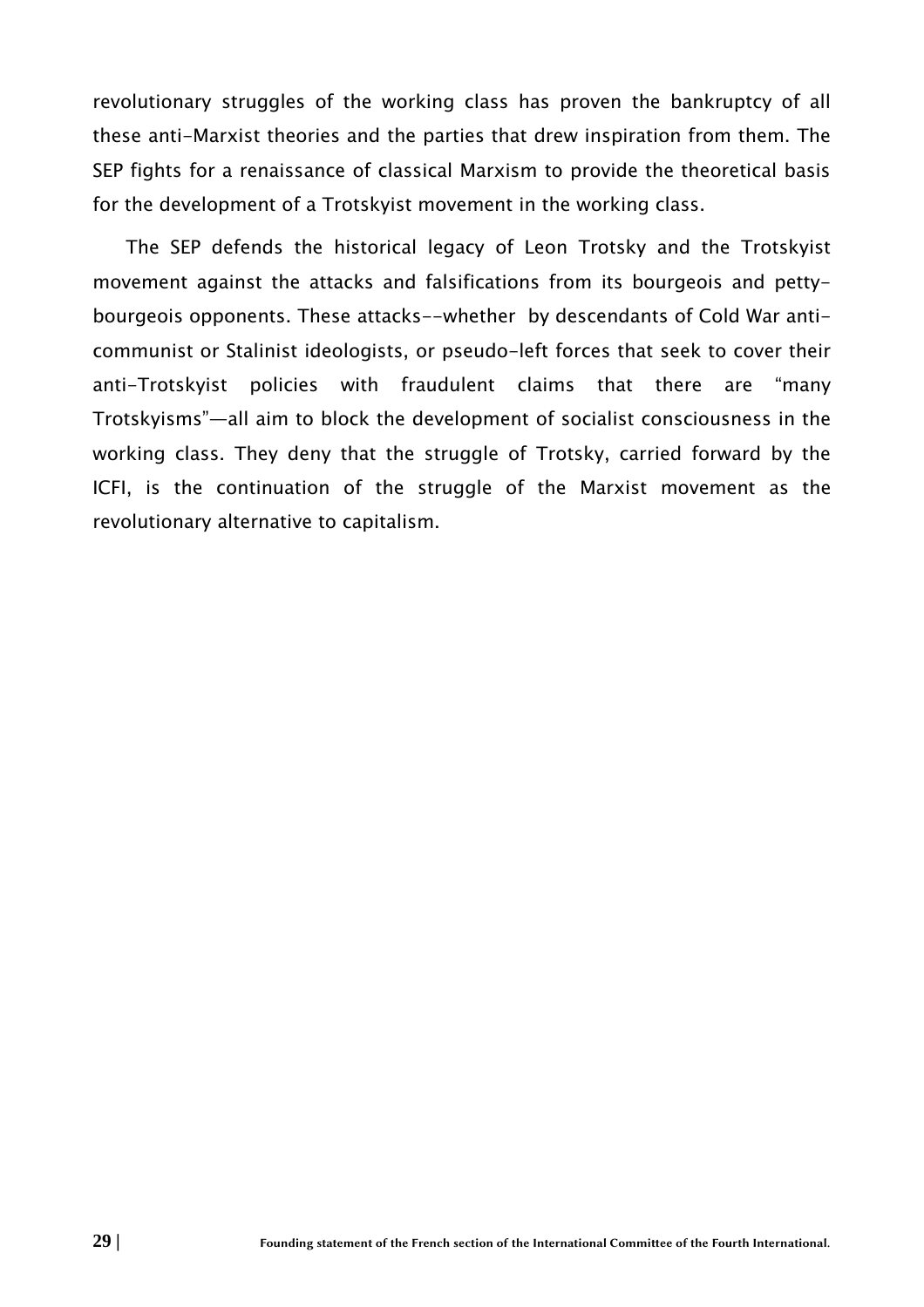revolutionary struggles of the working class has proven the bankruptcy of all these anti-Marxist theories and the parties that drew inspiration from them. The SEP fights for a renaissance of classical Marxism to provide the theoretical basis for the development of a Trotskyist movement in the working class.

The SEP defends the historical legacy of Leon Trotsky and the Trotskyist movement against the attacks and falsifications from its bourgeois and petty-bourgeois opponents. These attacks--whether by descendants of Cold War anti-communist or Stalinist ideologists, or pseudo-left forces that seek to cover their anti-Trotskyist policies with fraudulent claims that there are "many Trotskyisms"—all aim to block the development of socialist consciousness in the working class. They deny that the struggle of Trotsky, carried forward by the ICFI, is the continuation of the struggle of the Marxist movement as the revolutionary alternative to capitalism.